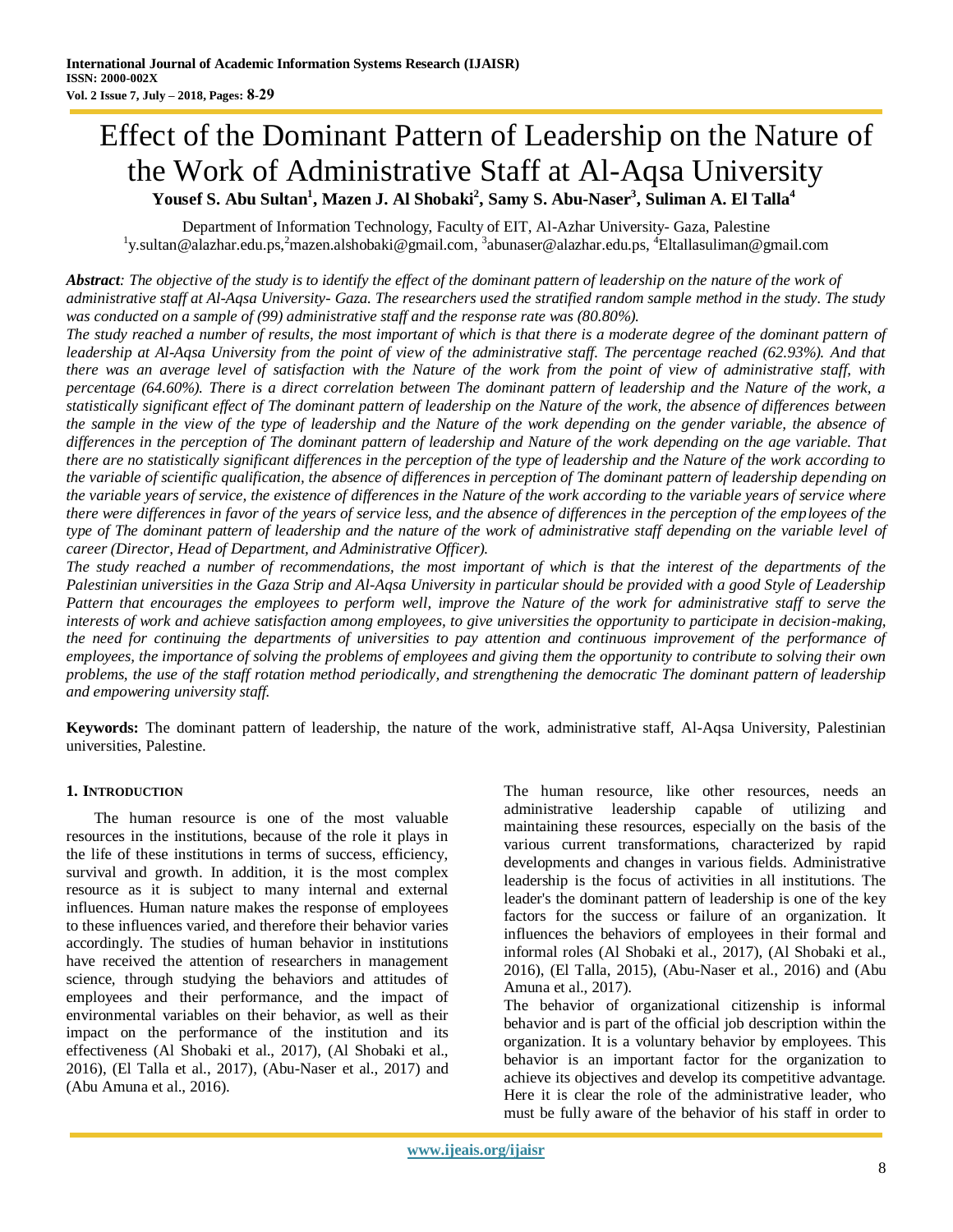# Effect of the Dominant Pattern of Leadership on the Nature of the Work of Administrative Staff at Al-Aqsa University

**Yousef S. Abu Sultan[1], Mazen J. Al Shobaki[2], Samy S. Abu-Naser[3], Suliman A. El Talla[4]**

Department of Information Technology, Faculty of EIT, Al-Azhar University- Gaza, Palestine
[1]y.sultan@alazhar.edu.ps,[2]mazen.alshobaki@gmail.com, [3]abunaser@alazhar.edu.ps, [4]Eltallasuliman@gmail.com

***Abstract**: The objective of the study is to identify the effect of the dominant pattern of leadership on the nature of the work of administrative staff at Al-Aqsa University- Gaza. The researchers used the stratified random sample method in the study. The study was conducted on a sample of (99) administrative staff and the response rate was (80.80%).*

*The study reached a number of results, the most important of which is that there is a moderate degree of the dominant pattern of leadership at Al-Aqsa University from the point of view of the administrative staff. The percentage reached (62.93%). And that there was an average level of satisfaction with the Nature of the work from the point of view of administrative staff, with percentage (64.60%). There is a direct correlation between The dominant pattern of leadership and the Nature of the work, a statistically significant effect of The dominant pattern of leadership on the Nature of the work, the absence of differences between the sample in the view of the type of leadership and the Nature of the work depending on the gender variable, the absence of differences in the perception of The dominant pattern of leadership and Nature of the work depending on the age variable. That there are no statistically significant differences in the perception of the type of leadership and the Nature of the work according to the variable of scientific qualification, the absence of differences in perception of The dominant pattern of leadership depending on the variable years of service, the existence of differences in the Nature of the work according to the variable years of service where there were differences in favor of the years of service less, and the absence of differences in the perception of the employees of the type of The dominant pattern of leadership and the nature of the work of administrative staff depending on the variable level of career (Director, Head of Department, and Administrative Officer).*

*The study reached a number of recommendations, the most important of which is that the interest of the departments of the Palestinian universities in the Gaza Strip and Al-Aqsa University in particular should be provided with a good Style of Leadership Pattern that encourages the employees to perform well, improve the Nature of the work for administrative staff to serve the interests of work and achieve satisfaction among employees, to give universities the opportunity to participate in decision-making, the need for continuing the departments of universities to pay attention and continuous improvement of the performance of employees, the importance of solving the problems of employees and giving them the opportunity to contribute to solving their own problems, the use of the staff rotation method periodically, and strengthening the democratic The dominant pattern of leadership and empowering university staff.*

**Keywords:** The dominant pattern of leadership, the nature of the work, administrative staff, Al-Aqsa University, Palestinian universities, Palestine.

## 1. Introduction

The human resource is one of the most valuable resources in the institutions, because of the role it plays in the life of these institutions in terms of success, efficiency, survival and growth. In addition, it is the most complex resource as it is subject to many internal and external influences. Human nature makes the response of employees to these influences varied, and therefore their behavior varies accordingly. The studies of human behavior in institutions have received the attention of researchers in management science, through studying the behaviors and attitudes of employees and their performance, and the impact of environmental variables on their behavior, as well as their impact on the performance of the institution and its effectiveness (Al Shobaki et al., 2017), (Al Shobaki et al., 2016), (El Talla et al., 2017), (Abu-Naser et al., 2017) and (Abu Amuna et al., 2016).

The human resource, like other resources, needs an administrative leadership capable of utilizing and maintaining these resources, especially on the basis of the various current transformations, characterized by rapid developments and changes in various fields. Administrative leadership is the focus of activities in all institutions. The leader's the dominant pattern of leadership is one of the key factors for the success or failure of an organization. It influences the behaviors of employees in their formal and informal roles (Al Shobaki et al., 2017), (Al Shobaki et al., 2016), (El Talla, 2015), (Abu-Naser et al., 2016) and (Abu Amuna et al., 2017).

The behavior of organizational citizenship is informal behavior and is part of the official job description within the organization. It is a voluntary behavior by employees. This behavior is an important factor for the organization to achieve its objectives and develop its competitive advantage. Here it is clear the role of the administrative leader, who must be fully aware of the behavior of his staff in order to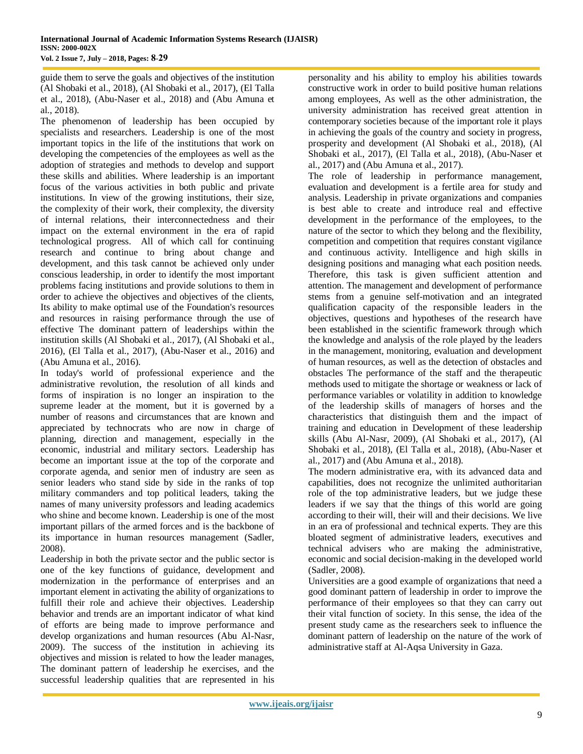guide them to serve the goals and objectives of the institution (Al Shobaki et al., 2018), (Al Shobaki et al., 2017), (El Talla et al., 2018), (Abu-Naser et al., 2018) and (Abu Amuna et al., 2018).

The phenomenon of leadership has been occupied by specialists and researchers. Leadership is one of the most important topics in the life of the institutions that work on developing the competencies of the employees as well as the adoption of strategies and methods to develop and support these skills and abilities. Where leadership is an important focus of the various activities in both public and private institutions. In view of the growing institutions, their size, the complexity of their work, their complexity, the diversity of internal relations, their interconnectedness and their impact on the external environment in the era of rapid technological progress. All of which call for continuing research and continue to bring about change and development, and this task cannot be achieved only under conscious leadership, in order to identify the most important problems facing institutions and provide solutions to them in order to achieve the objectives and objectives of the clients, Its ability to make optimal use of the Foundation's resources and resources in raising performance through the use of effective The dominant pattern of leaderships within the institution skills (Al Shobaki et al., 2017), (Al Shobaki et al., 2016), (El Talla et al., 2017), (Abu-Naser et al., 2016) and (Abu Amuna et al., 2016).

In today's world of professional experience and the administrative revolution, the resolution of all kinds and forms of inspiration is no longer an inspiration to the supreme leader at the moment, but it is governed by a number of reasons and circumstances that are known and appreciated by technocrats who are now in charge of planning, direction and management, especially in the economic, industrial and military sectors. Leadership has become an important issue at the top of the corporate and corporate agenda, and senior men of industry are seen as senior leaders who stand side by side in the ranks of top military commanders and top political leaders, taking the names of many university professors and leading academics who shine and become known. Leadership is one of the most important pillars of the armed forces and is the backbone of its importance in human resources management (Sadler, 2008).

Leadership in both the private sector and the public sector is one of the key functions of guidance, development and modernization in the performance of enterprises and an important element in activating the ability of organizations to fulfill their role and achieve their objectives. Leadership behavior and trends are an important indicator of what kind of efforts are being made to improve performance and develop organizations and human resources (Abu Al-Nasr, 2009). The success of the institution in achieving its objectives and mission is related to how the leader manages, The dominant pattern of leadership he exercises, and the successful leadership qualities that are represented in his personality and his ability to employ his abilities towards constructive work in order to build positive human relations among employees, As well as the other administration, the university administration has received great attention in contemporary societies because of the important role it plays in achieving the goals of the country and society in progress, prosperity and development (Al Shobaki et al., 2018), (Al Shobaki et al., 2017), (El Talla et al., 2018), (Abu-Naser et al., 2017) and (Abu Amuna et al., 2017).

The role of leadership in performance management, evaluation and development is a fertile area for study and analysis. Leadership in private organizations and companies is best able to create and introduce real and effective development in the performance of the employees, to the nature of the sector to which they belong and the flexibility, competition and competition that requires constant vigilance and continuous activity. Intelligence and high skills in designing positions and managing what each position needs. Therefore, this task is given sufficient attention and attention. The management and development of performance stems from a genuine self-motivation and an integrated qualification capacity of the responsible leaders in the objectives, questions and hypotheses of the research have been established in the scientific framework through which the knowledge and analysis of the role played by the leaders in the management, monitoring, evaluation and development of human resources, as well as the detection of obstacles and obstacles The performance of the staff and the therapeutic methods used to mitigate the shortage or weakness or lack of performance variables or volatility in addition to knowledge of the leadership skills of managers of horses and the characteristics that distinguish them and the impact of training and education in Development of these leadership skills (Abu Al-Nasr, 2009), (Al Shobaki et al., 2017), (Al Shobaki et al., 2018), (El Talla et al., 2018), (Abu-Naser et al., 2017) and (Abu Amuna et al., 2018).

The modern administrative era, with its advanced data and capabilities, does not recognize the unlimited authoritarian role of the top administrative leaders, but we judge these leaders if we say that the things of this world are going according to their will, their will and their decisions. We live in an era of professional and technical experts. They are this bloated segment of administrative leaders, executives and technical advisers who are making the administrative, economic and social decision-making in the developed world (Sadler, 2008).

Universities are a good example of organizations that need a good dominant pattern of leadership in order to improve the performance of their employees so that they can carry out their vital function of society. In this sense, the idea of the present study came as the researchers seek to influence the dominant pattern of leadership on the nature of the work of administrative staff at Al-Aqsa University in Gaza.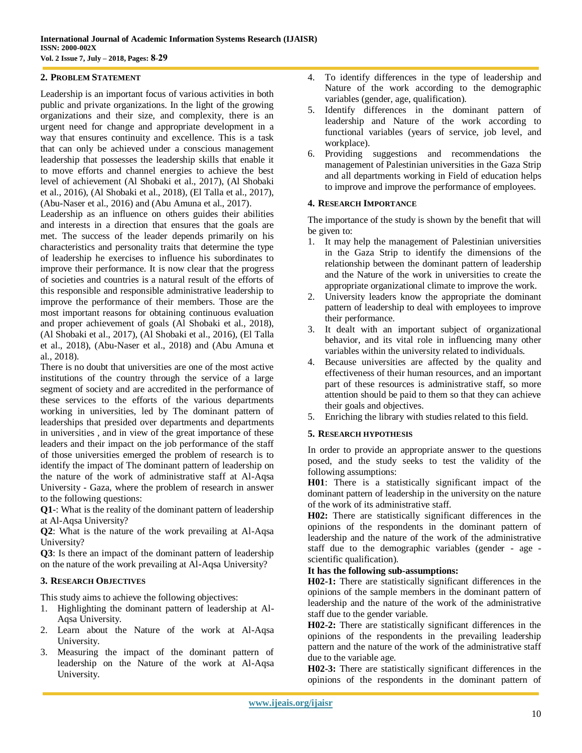## 2. Problem Statement

Leadership is an important focus of various activities in both public and private organizations. In the light of the growing organizations and their size, and complexity, there is an urgent need for change and appropriate development in a way that ensures continuity and excellence. This is a task that can only be achieved under a conscious management leadership that possesses the leadership skills that enable it to move efforts and channel energies to achieve the best level of achievement (Al Shobaki et al., 2017), (Al Shobaki et al., 2016), (Al Shobaki et al., 2018), (El Talla et al., 2017), (Abu-Naser et al., 2016) and (Abu Amuna et al., 2017).

Leadership as an influence on others guides their abilities and interests in a direction that ensures that the goals are met. The success of the leader depends primarily on his characteristics and personality traits that determine the type of leadership he exercises to influence his subordinates to improve their performance. It is now clear that the progress of societies and countries is a natural result of the efforts of this responsible and responsible administrative leadership to improve the performance of their members. Those are the most important reasons for obtaining continuous evaluation and proper achievement of goals (Al Shobaki et al., 2018), (Al Shobaki et al., 2017), (Al Shobaki et al., 2016), (El Talla et al., 2018), (Abu-Naser et al., 2018) and (Abu Amuna et al., 2018).

There is no doubt that universities are one of the most active institutions of the country through the service of a large segment of society and are accredited in the performance of these services to the efforts of the various departments working in universities, led by The dominant pattern of leaderships that presided over departments and departments in universities , and in view of the great importance of these leaders and their impact on the job performance of the staff of those universities emerged the problem of research is to identify the impact of The dominant pattern of leadership on the nature of the work of administrative staff at Al-Aqsa University - Gaza, where the problem of research in answer to the following questions:

**Q1-**: What is the reality of the dominant pattern of leadership at Al-Aqsa University?

**Q2**: What is the nature of the work prevailing at Al-Aqsa University?

**Q3**: Is there an impact of the dominant pattern of leadership on the nature of the work prevailing at Al-Aqsa University?

## 3. Research Objectives

This study aims to achieve the following objectives:

1. Highlighting the dominant pattern of leadership at Al-Aqsa University.
2. Learn about the Nature of the work at Al-Aqsa University.
3. Measuring the impact of the dominant pattern of leadership on the Nature of the work at Al-Aqsa University.
4. To identify differences in the type of leadership and Nature of the work according to the demographic variables (gender, age, qualification).
5. Identify differences in the dominant pattern of leadership and Nature of the work according to functional variables (years of service, job level, and workplace).
6. Providing suggestions and recommendations the management of Palestinian universities in the Gaza Strip and all departments working in Field of education helps to improve and improve the performance of employees.

## 4. Research Importance

The importance of the study is shown by the benefit that will be given to:

1. It may help the management of Palestinian universities in the Gaza Strip to identify the dimensions of the relationship between the dominant pattern of leadership and the Nature of the work in universities to create the appropriate organizational climate to improve the work.
2. University leaders know the appropriate the dominant pattern of leadership to deal with employees to improve their performance.
3. It dealt with an important subject of organizational behavior, and its vital role in influencing many other variables within the university related to individuals.
4. Because universities are affected by the quality and effectiveness of their human resources, and an important part of these resources is administrative staff, so more attention should be paid to them so that they can achieve their goals and objectives.
5. Enriching the library with studies related to this field.

## 5. Research hypothesis

In order to provide an appropriate answer to the questions posed, and the study seeks to test the validity of the following assumptions:

**H01**: There is a statistically significant impact of the dominant pattern of leadership in the university on the nature of the work of its administrative staff.

**H02:** There are statistically significant differences in the opinions of the respondents in the dominant pattern of leadership and the nature of the work of the administrative staff due to the demographic variables (gender - age - scientific qualification).

**It has the following sub-assumptions:**

**H02-1:** There are statistically significant differences in the opinions of the sample members in the dominant pattern of leadership and the nature of the work of the administrative staff due to the gender variable.

**H02-2:** There are statistically significant differences in the opinions of the respondents in the prevailing leadership pattern and the nature of the work of the administrative staff due to the variable age.

**H02-3:** There are statistically significant differences in the opinions of the respondents in the dominant pattern of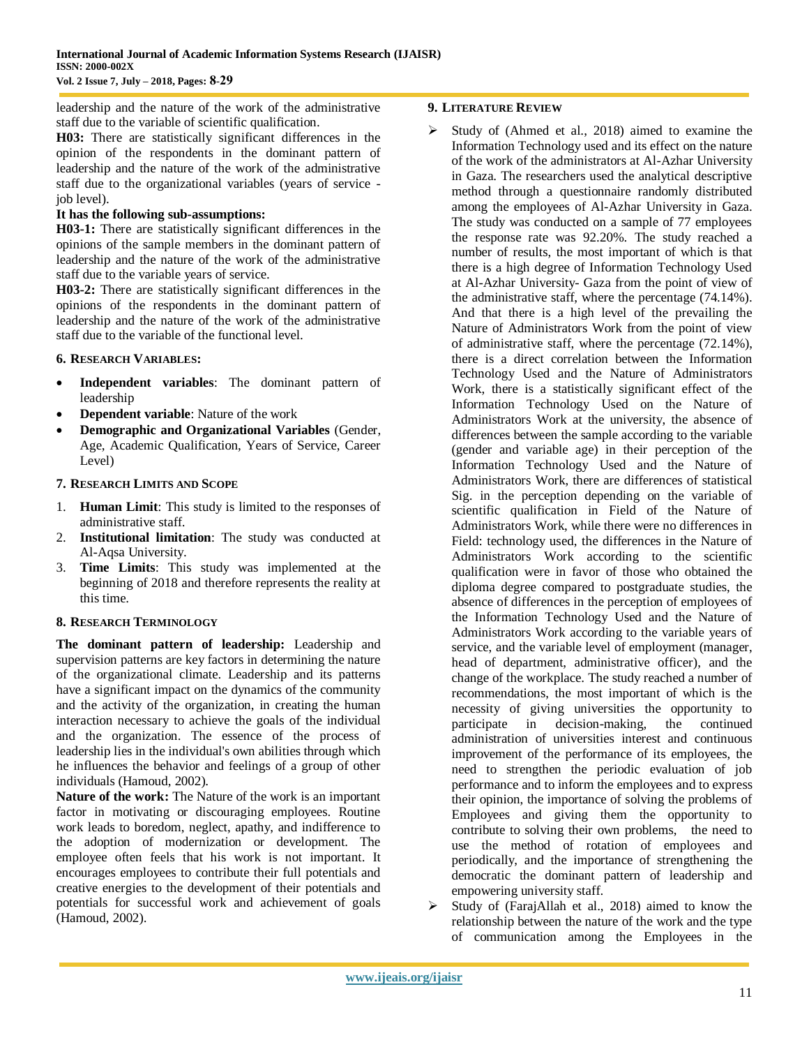leadership and the nature of the work of the administrative staff due to the variable of scientific qualification.

**H03:** There are statistically significant differences in the opinion of the respondents in the dominant pattern of leadership and the nature of the work of the administrative staff due to the organizational variables (years of service - job level).

**It has the following sub-assumptions:**

**H03-1:** There are statistically significant differences in the opinions of the sample members in the dominant pattern of leadership and the nature of the work of the administrative staff due to the variable years of service.

**H03-2:** There are statistically significant differences in the opinions of the respondents in the dominant pattern of leadership and the nature of the work of the administrative staff due to the variable of the functional level.

## 6. Research Variables:

- **Independent variables**: The dominant pattern of leadership
- **Dependent variable**: Nature of the work
- **Demographic and Organizational Variables** (Gender, Age, Academic Qualification, Years of Service, Career Level)

## 7. Research Limits and Scope

1. **Human Limit**: This study is limited to the responses of administrative staff.
2. **Institutional limitation**: The study was conducted at Al-Aqsa University.
3. **Time Limits**: This study was implemented at the beginning of 2018 and therefore represents the reality at this time.

## 8. Research Terminology

**The dominant pattern of leadership:** Leadership and supervision patterns are key factors in determining the nature of the organizational climate. Leadership and its patterns have a significant impact on the dynamics of the community and the activity of the organization, in creating the human interaction necessary to achieve the goals of the individual and the organization. The essence of the process of leadership lies in the individual's own abilities through which he influences the behavior and feelings of a group of other individuals (Hamoud, 2002).

**Nature of the work:** The Nature of the work is an important factor in motivating or discouraging employees. Routine work leads to boredom, neglect, apathy, and indifference to the adoption of modernization or development. The employee often feels that his work is not important. It encourages employees to contribute their full potentials and creative energies to the development of their potentials and potentials for successful work and achievement of goals (Hamoud, 2002).

## 9. Literature Review

- Study of (Ahmed et al., 2018) aimed to examine the Information Technology used and its effect on the nature of the work of the administrators at Al-Azhar University in Gaza. The researchers used the analytical descriptive method through a questionnaire randomly distributed among the employees of Al-Azhar University in Gaza. The study was conducted on a sample of 77 employees the response rate was 92.20%. The study reached a number of results, the most important of which is that there is a high degree of Information Technology Used at Al-Azhar University- Gaza from the point of view of the administrative staff, where the percentage (74.14%). And that there is a high level of the prevailing the Nature of Administrators Work from the point of view of administrative staff, where the percentage (72.14%), there is a direct correlation between the Information Technology Used and the Nature of Administrators Work, there is a statistically significant effect of the Information Technology Used on the Nature of Administrators Work at the university, the absence of differences between the sample according to the variable (gender and variable age) in their perception of the Information Technology Used and the Nature of Administrators Work, there are differences of statistical Sig. in the perception depending on the variable of scientific qualification in Field of the Nature of Administrators Work, while there were no differences in Field: technology used, the differences in the Nature of Administrators Work according to the scientific qualification were in favor of those who obtained the diploma degree compared to postgraduate studies, the absence of differences in the perception of employees of the Information Technology Used and the Nature of Administrators Work according to the variable years of service, and the variable level of employment (manager, head of department, administrative officer), and the change of the workplace. The study reached a number of recommendations, the most important of which is the necessity of giving universities the opportunity to participate in decision-making, the continued administration of universities interest and continuous improvement of the performance of its employees, the need to strengthen the periodic evaluation of job performance and to inform the employees and to express their opinion, the importance of solving the problems of Employees and giving them the opportunity to contribute to solving their own problems, the need to use the method of rotation of employees and periodically, and the importance of strengthening the democratic the dominant pattern of leadership and empowering university staff.
- Study of (FarajAllah et al., 2018) aimed to know the relationship between the nature of the work and the type of communication among the Employees in the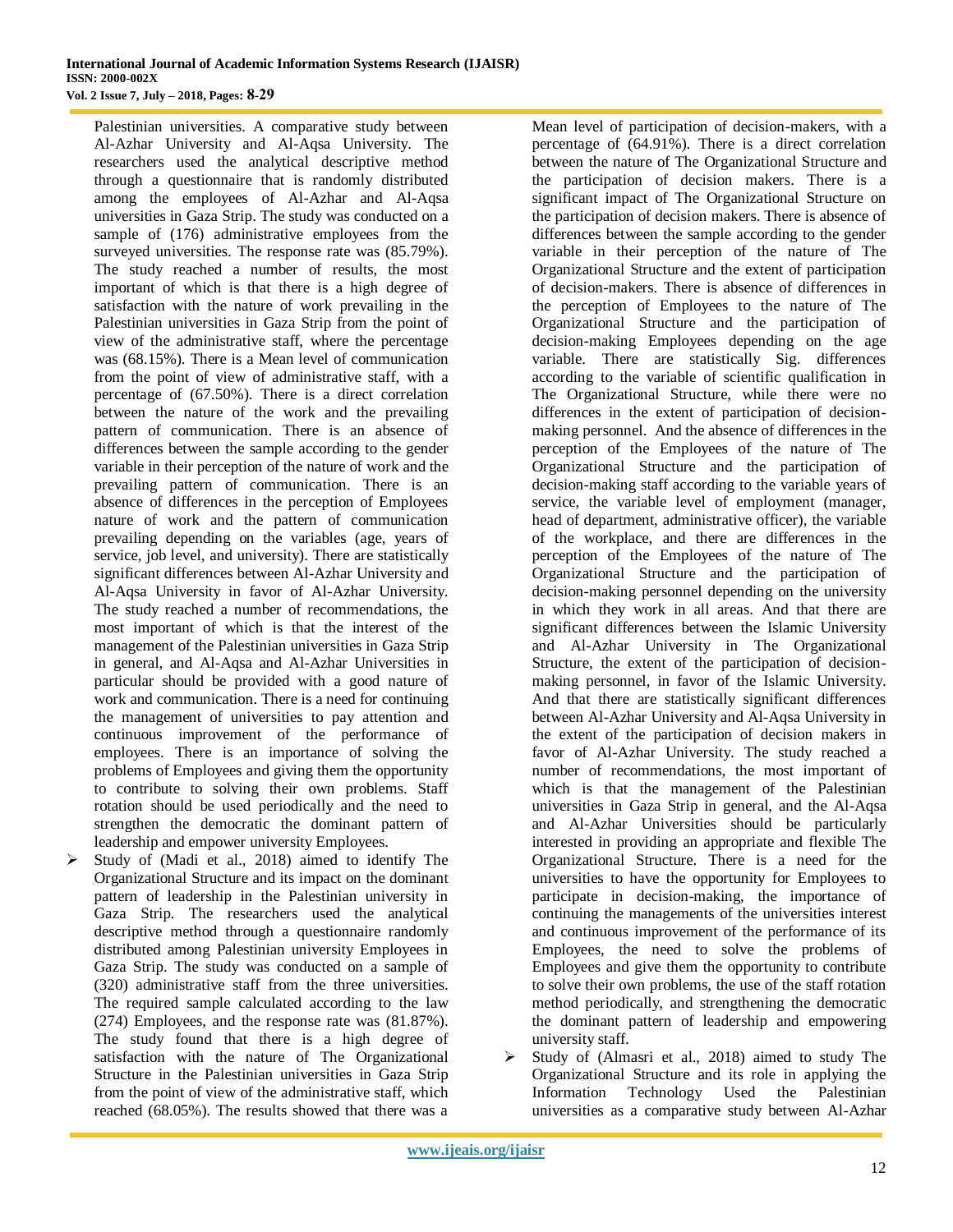Palestinian universities. A comparative study between Al-Azhar University and Al-Aqsa University. The researchers used the analytical descriptive method through a questionnaire that is randomly distributed among the employees of Al-Azhar and Al-Aqsa universities in Gaza Strip. The study was conducted on a sample of (176) administrative employees from the surveyed universities. The response rate was (85.79%). The study reached a number of results, the most important of which is that there is a high degree of satisfaction with the nature of work prevailing in the Palestinian universities in Gaza Strip from the point of view of the administrative staff, where the percentage was (68.15%). There is a Mean level of communication from the point of view of administrative staff, with a percentage of (67.50%). There is a direct correlation between the nature of the work and the prevailing pattern of communication. There is an absence of differences between the sample according to the gender variable in their perception of the nature of work and the prevailing pattern of communication. There is an absence of differences in the perception of Employees nature of work and the pattern of communication prevailing depending on the variables (age, years of service, job level, and university). There are statistically significant differences between Al-Azhar University and Al-Aqsa University in favor of Al-Azhar University. The study reached a number of recommendations, the most important of which is that the interest of the management of the Palestinian universities in Gaza Strip in general, and Al-Aqsa and Al-Azhar Universities in particular should be provided with a good nature of work and communication. There is a need for continuing the management of universities to pay attention and continuous improvement of the performance of employees. There is an importance of solving the problems of Employees and giving them the opportunity to contribute to solving their own problems. Staff rotation should be used periodically and the need to strengthen the democratic the dominant pattern of leadership and empower university Employees.

- Study of (Madi et al., 2018) aimed to identify The Organizational Structure and its impact on the dominant pattern of leadership in the Palestinian university in Gaza Strip. The researchers used the analytical descriptive method through a questionnaire randomly distributed among Palestinian university Employees in Gaza Strip. The study was conducted on a sample of (320) administrative staff from the three universities. The required sample calculated according to the law (274) Employees, and the response rate was (81.87%). The study found that there is a high degree of satisfaction with the nature of The Organizational Structure in the Palestinian universities in Gaza Strip from the point of view of the administrative staff, which reached (68.05%). The results showed that there was a Mean level of participation of decision-makers, with a percentage of (64.91%). There is a direct correlation between the nature of The Organizational Structure and the participation of decision makers. There is a significant impact of The Organizational Structure on the participation of decision makers. There is absence of differences between the sample according to the gender variable in their perception of the nature of The Organizational Structure and the extent of participation of decision-makers. There is absence of differences in the perception of Employees to the nature of The Organizational Structure and the participation of decision-making Employees depending on the age variable. There are statistically Sig. differences according to the variable of scientific qualification in The Organizational Structure, while there were no differences in the extent of participation of decision-making personnel. And the absence of differences in the perception of the Employees of the nature of The Organizational Structure and the participation of decision-making staff according to the variable years of service, the variable level of employment (manager, head of department, administrative officer), the variable of the workplace, and there are differences in the perception of the Employees of the nature of The Organizational Structure and the participation of decision-making personnel depending on the university in which they work in all areas. And that there are significant differences between the Islamic University and Al-Azhar University in The Organizational Structure, the extent of the participation of decision-making personnel, in favor of the Islamic University. And that there are statistically significant differences between Al-Azhar University and Al-Aqsa University in the extent of the participation of decision makers in favor of Al-Azhar University. The study reached a number of recommendations, the most important of which is that the management of the Palestinian universities in Gaza Strip in general, and the Al-Aqsa and Al-Azhar Universities should be particularly interested in providing an appropriate and flexible The Organizational Structure. There is a need for the universities to have the opportunity for Employees to participate in decision-making, the importance of continuing the managements of the universities interest and continuous improvement of the performance of its Employees, the need to solve the problems of Employees and give them the opportunity to contribute to solve their own problems, the use of the staff rotation method periodically, and strengthening the democratic the dominant pattern of leadership and empowering university staff.
- Study of (Almasri et al., 2018) aimed to study The Organizational Structure and its role in applying the Information Technology Used the Palestinian universities as a comparative study between Al-Azhar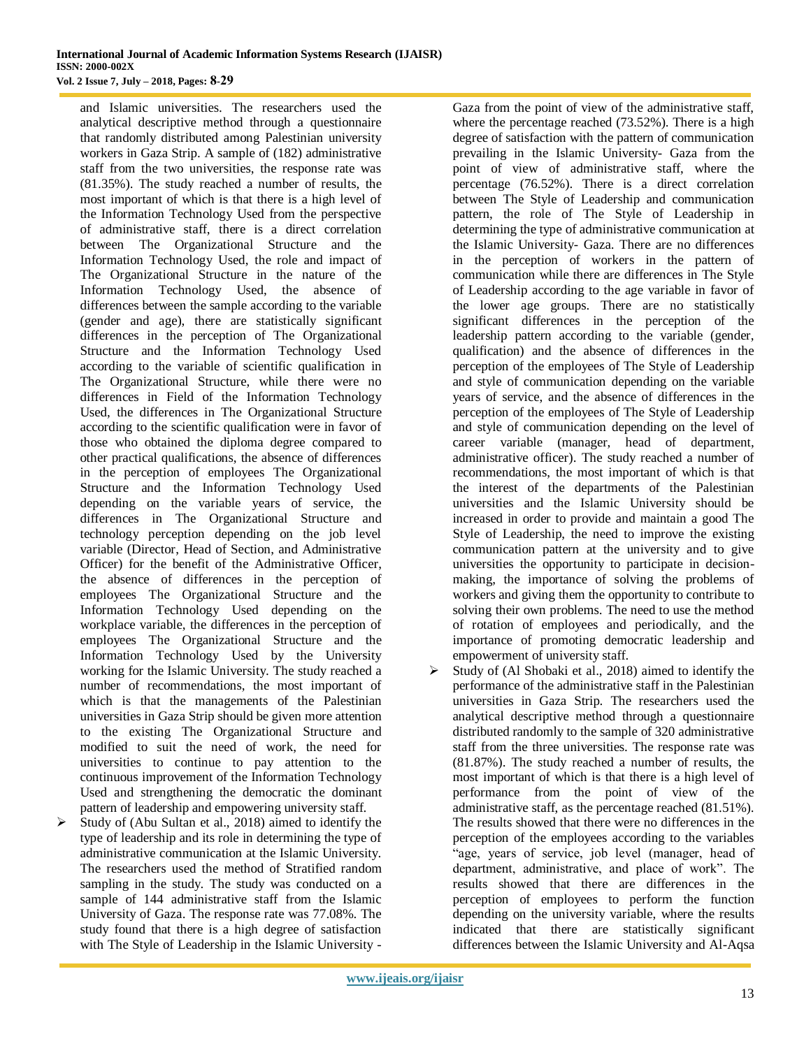and Islamic universities. The researchers used the analytical descriptive method through a questionnaire that randomly distributed among Palestinian university workers in Gaza Strip. A sample of (182) administrative staff from the two universities, the response rate was (81.35%). The study reached a number of results, the most important of which is that there is a high level of the Information Technology Used from the perspective of administrative staff, there is a direct correlation between The Organizational Structure and the Information Technology Used, the role and impact of The Organizational Structure in the nature of the Information Technology Used, the absence of differences between the sample according to the variable (gender and age), there are statistically significant differences in the perception of The Organizational Structure and the Information Technology Used according to the variable of scientific qualification in The Organizational Structure, while there were no differences in Field of the Information Technology Used, the differences in The Organizational Structure according to the scientific qualification were in favor of those who obtained the diploma degree compared to other practical qualifications, the absence of differences in the perception of employees The Organizational Structure and the Information Technology Used depending on the variable years of service, the differences in The Organizational Structure and technology perception depending on the job level variable (Director, Head of Section, and Administrative Officer) for the benefit of the Administrative Officer, the absence of differences in the perception of employees The Organizational Structure and the Information Technology Used depending on the workplace variable, the differences in the perception of employees The Organizational Structure and the Information Technology Used by the University working for the Islamic University. The study reached a number of recommendations, the most important of which is that the managements of the Palestinian universities in Gaza Strip should be given more attention to the existing The Organizational Structure and modified to suit the need of work, the need for universities to continue to pay attention to the continuous improvement of the Information Technology Used and strengthening the democratic the dominant pattern of leadership and empowering university staff.

- Study of (Abu Sultan et al., 2018) aimed to identify the type of leadership and its role in determining the type of administrative communication at the Islamic University. The researchers used the method of Stratified random sampling in the study. The study was conducted on a sample of 144 administrative staff from the Islamic University of Gaza. The response rate was 77.08%. The study found that there is a high degree of satisfaction with The Style of Leadership in the Islamic University - Gaza from the point of view of the administrative staff, where the percentage reached (73.52%). There is a high degree of satisfaction with the pattern of communication prevailing in the Islamic University- Gaza from the point of view of administrative staff, where the percentage (76.52%). There is a direct correlation between The Style of Leadership and communication pattern, the role of The Style of Leadership in determining the type of administrative communication at the Islamic University- Gaza. There are no differences in the perception of workers in the pattern of communication while there are differences in The Style of Leadership according to the age variable in favor of the lower age groups. There are no statistically significant differences in the perception of the leadership pattern according to the variable (gender, qualification) and the absence of differences in the perception of the employees of The Style of Leadership and style of communication depending on the variable years of service, and the absence of differences in the perception of the employees of The Style of Leadership and style of communication depending on the level of career variable (manager, head of department, administrative officer). The study reached a number of recommendations, the most important of which is that the interest of the departments of the Palestinian universities and the Islamic University should be increased in order to provide and maintain a good The Style of Leadership, the need to improve the existing communication pattern at the university and to give universities the opportunity to participate in decision-making, the importance of solving the problems of workers and giving them the opportunity to contribute to solving their own problems. The need to use the method of rotation of employees and periodically, and the importance of promoting democratic leadership and empowerment of university staff.
- Study of (Al Shobaki et al., 2018) aimed to identify the performance of the administrative staff in the Palestinian universities in Gaza Strip. The researchers used the analytical descriptive method through a questionnaire distributed randomly to the sample of 320 administrative staff from the three universities. The response rate was (81.87%). The study reached a number of results, the most important of which is that there is a high level of performance from the point of view of the administrative staff, as the percentage reached (81.51%). The results showed that there were no differences in the perception of the employees according to the variables "age, years of service, job level (manager, head of department, administrative, and place of work". The results showed that there are differences in the perception of employees to perform the function depending on the university variable, where the results indicated that there are statistically significant differences between the Islamic University and Al-Aqsa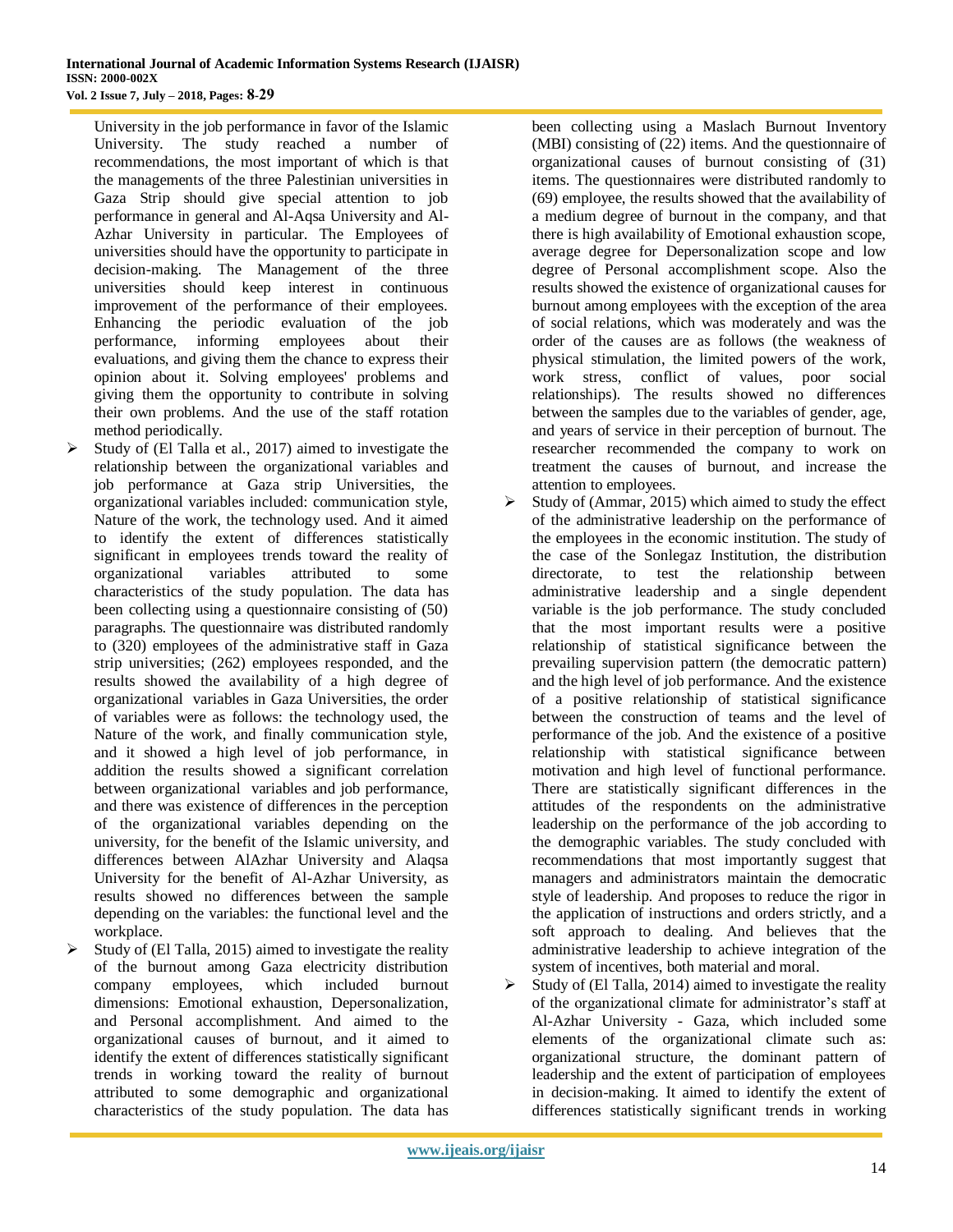University in the job performance in favor of the Islamic University. The study reached a number of recommendations, the most important of which is that the managements of the three Palestinian universities in Gaza Strip should give special attention to job performance in general and Al-Aqsa University and Al-Azhar University in particular. The Employees of universities should have the opportunity to participate in decision-making. The Management of the three universities should keep interest in continuous improvement of the performance of their employees. Enhancing the periodic evaluation of the job performance, informing employees about their evaluations, and giving them the chance to express their opinion about it. Solving employees' problems and giving them the opportunity to contribute in solving their own problems. And the use of the staff rotation method periodically.

- Study of (El Talla et al., 2017) aimed to investigate the relationship between the organizational variables and job performance at Gaza strip Universities, the organizational variables included: communication style, Nature of the work, the technology used. And it aimed to identify the extent of differences statistically significant in employees trends toward the reality of organizational variables attributed to some characteristics of the study population. The data has been collecting using a questionnaire consisting of (50) paragraphs. The questionnaire was distributed randomly to (320) employees of the administrative staff in Gaza strip universities; (262) employees responded, and the results showed the availability of a high degree of organizational variables in Gaza Universities, the order of variables were as follows: the technology used, the Nature of the work, and finally communication style, and it showed a high level of job performance, in addition the results showed a significant correlation between organizational variables and job performance, and there was existence of differences in the perception of the organizational variables depending on the university, for the benefit of the Islamic university, and differences between AlAzhar University and Alaqsa University for the benefit of Al-Azhar University, as results showed no differences between the sample depending on the variables: the functional level and the workplace.
- Study of (El Talla, 2015) aimed to investigate the reality of the burnout among Gaza electricity distribution company employees, which included burnout dimensions: Emotional exhaustion, Depersonalization, and Personal accomplishment. And aimed to the organizational causes of burnout, and it aimed to identify the extent of differences statistically significant trends in working toward the reality of burnout attributed to some demographic and organizational characteristics of the study population. The data has been collecting using a Maslach Burnout Inventory (MBI) consisting of (22) items. And the questionnaire of organizational causes of burnout consisting of (31) items. The questionnaires were distributed randomly to (69) employee, the results showed that the availability of a medium degree of burnout in the company, and that there is high availability of Emotional exhaustion scope, average degree for Depersonalization scope and low degree of Personal accomplishment scope. Also the results showed the existence of organizational causes for burnout among employees with the exception of the area of social relations, which was moderately and was the order of the causes are as follows (the weakness of physical stimulation, the limited powers of the work, work stress, conflict of values, poor social relationships). The results showed no differences between the samples due to the variables of gender, age, and years of service in their perception of burnout. The researcher recommended the company to work on treatment the causes of burnout, and increase the attention to employees.
- Study of (Ammar, 2015) which aimed to study the effect of the administrative leadership on the performance of the employees in the economic institution. The study of the case of the Sonlegaz Institution, the distribution directorate, to test the relationship between administrative leadership and a single dependent variable is the job performance. The study concluded that the most important results were a positive relationship of statistical significance between the prevailing supervision pattern (the democratic pattern) and the high level of job performance. And the existence of a positive relationship of statistical significance between the construction of teams and the level of performance of the job. And the existence of a positive relationship with statistical significance between motivation and high level of functional performance. There are statistically significant differences in the attitudes of the respondents on the administrative leadership on the performance of the job according to the demographic variables. The study concluded with recommendations that most importantly suggest that managers and administrators maintain the democratic style of leadership. And proposes to reduce the rigor in the application of instructions and orders strictly, and a soft approach to dealing. And believes that the administrative leadership to achieve integration of the system of incentives, both material and moral.
- Study of (El Talla, 2014) aimed to investigate the reality of the organizational climate for administrator's staff at Al-Azhar University - Gaza, which included some elements of the organizational climate such as: organizational structure, the dominant pattern of leadership and the extent of participation of employees in decision-making. It aimed to identify the extent of differences statistically significant trends in working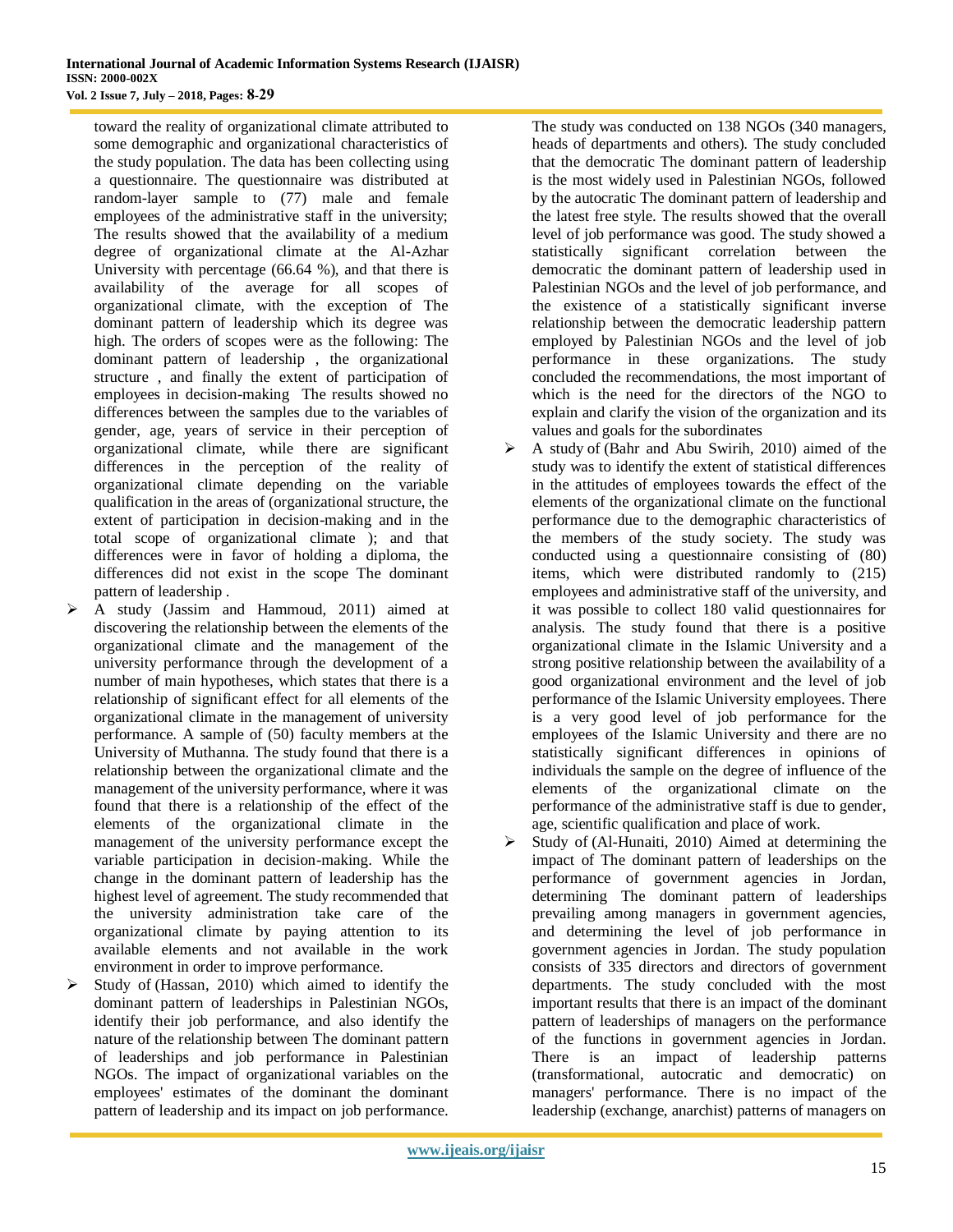toward the reality of organizational climate attributed to some demographic and organizational characteristics of the study population. The data has been collecting using a questionnaire. The questionnaire was distributed at random-layer sample to (77) male and female employees of the administrative staff in the university; The results showed that the availability of a medium degree of organizational climate at the Al-Azhar University with percentage (66.64 %), and that there is availability of the average for all scopes of organizational climate, with the exception of The dominant pattern of leadership which its degree was high. The orders of scopes were as the following: The dominant pattern of leadership , the organizational structure , and finally the extent of participation of employees in decision-making The results showed no differences between the samples due to the variables of gender, age, years of service in their perception of organizational climate, while there are significant differences in the perception of the reality of organizational climate depending on the variable qualification in the areas of (organizational structure, the extent of participation in decision-making and in the total scope of organizational climate ); and that differences were in favor of holding a diploma, the differences did not exist in the scope The dominant pattern of leadership .

- A study (Jassim and Hammoud, 2011) aimed at discovering the relationship between the elements of the organizational climate and the management of the university performance through the development of a number of main hypotheses, which states that there is a relationship of significant effect for all elements of the organizational climate in the management of university performance. A sample of (50) faculty members at the University of Muthanna. The study found that there is a relationship between the organizational climate and the management of the university performance, where it was found that there is a relationship of the effect of the elements of the organizational climate in the management of the university performance except the variable participation in decision-making. While the change in the dominant pattern of leadership has the highest level of agreement. The study recommended that the university administration take care of the organizational climate by paying attention to its available elements and not available in the work environment in order to improve performance.
- Study of (Hassan, 2010) which aimed to identify the dominant pattern of leaderships in Palestinian NGOs, identify their job performance, and also identify the nature of the relationship between The dominant pattern of leaderships and job performance in Palestinian NGOs. The impact of organizational variables on the employees' estimates of the dominant the dominant pattern of leadership and its impact on job performance. The study was conducted on 138 NGOs (340 managers, heads of departments and others). The study concluded that the democratic The dominant pattern of leadership is the most widely used in Palestinian NGOs, followed by the autocratic The dominant pattern of leadership and the latest free style. The results showed that the overall level of job performance was good. The study showed a statistically significant correlation between the democratic the dominant pattern of leadership used in Palestinian NGOs and the level of job performance, and the existence of a statistically significant inverse relationship between the democratic leadership pattern employed by Palestinian NGOs and the level of job performance in these organizations. The study concluded the recommendations, the most important of which is the need for the directors of the NGO to explain and clarify the vision of the organization and its values and goals for the subordinates
- A study of (Bahr and Abu Swirih, 2010) aimed of the study was to identify the extent of statistical differences in the attitudes of employees towards the effect of the elements of the organizational climate on the functional performance due to the demographic characteristics of the members of the study society. The study was conducted using a questionnaire consisting of (80) items, which were distributed randomly to (215) employees and administrative staff of the university, and it was possible to collect 180 valid questionnaires for analysis. The study found that there is a positive organizational climate in the Islamic University and a strong positive relationship between the availability of a good organizational environment and the level of job performance of the Islamic University employees. There is a very good level of job performance for the employees of the Islamic University and there are no statistically significant differences in opinions of individuals the sample on the degree of influence of the elements of the organizational climate on the performance of the administrative staff is due to gender, age, scientific qualification and place of work.
- Study of (Al-Hunaiti, 2010) Aimed at determining the impact of The dominant pattern of leaderships on the performance of government agencies in Jordan, determining The dominant pattern of leaderships prevailing among managers in government agencies, and determining the level of job performance in government agencies in Jordan. The study population consists of 335 directors and directors of government departments. The study concluded with the most important results that there is an impact of the dominant pattern of leaderships of managers on the performance of the functions in government agencies in Jordan. There is an impact of leadership patterns (transformational, autocratic and democratic) on managers' performance. There is no impact of the leadership (exchange, anarchist) patterns of managers on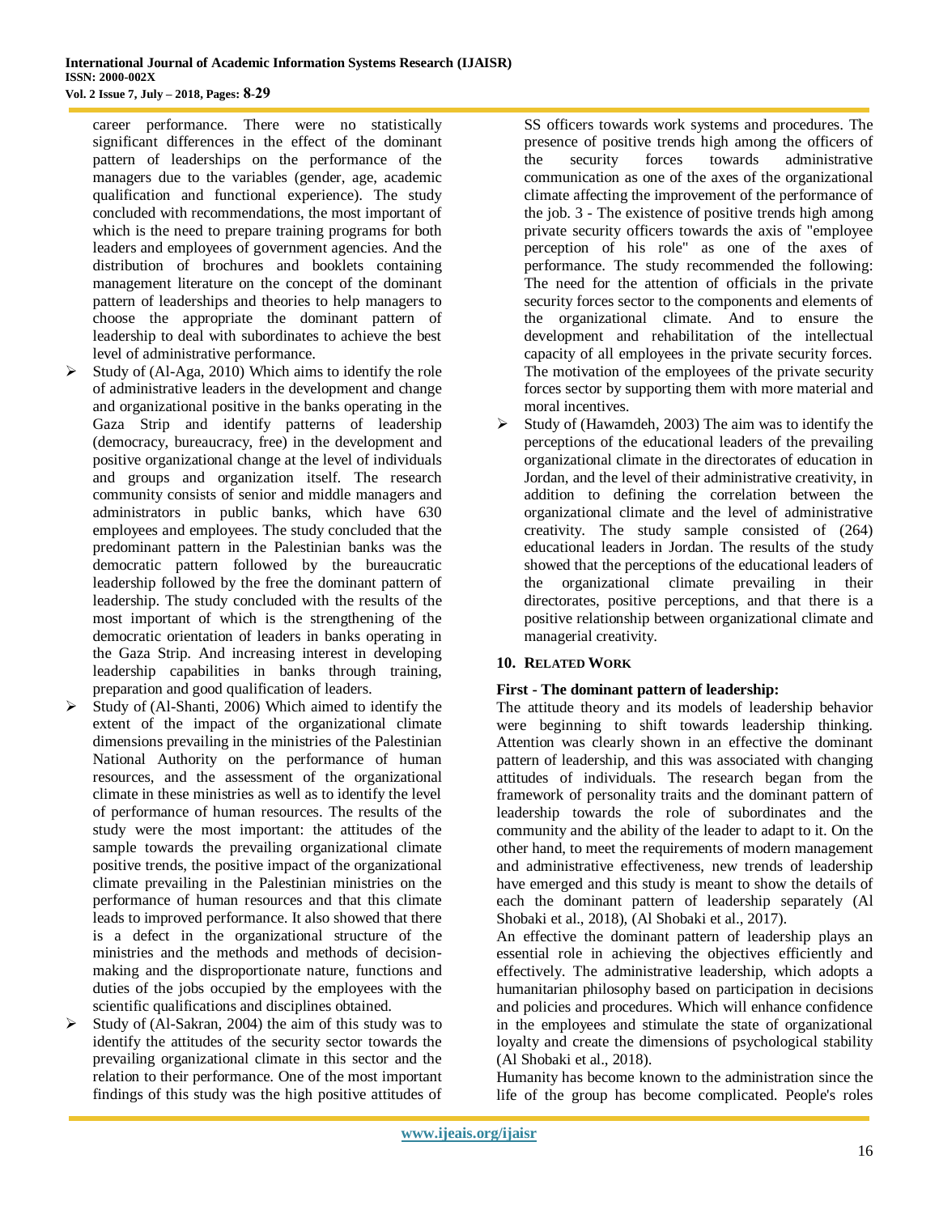career performance. There were no statistically significant differences in the effect of the dominant pattern of leaderships on the performance of the managers due to the variables (gender, age, academic qualification and functional experience). The study concluded with recommendations, the most important of which is the need to prepare training programs for both leaders and employees of government agencies. And the distribution of brochures and booklets containing management literature on the concept of the dominant pattern of leaderships and theories to help managers to choose the appropriate the dominant pattern of leadership to deal with subordinates to achieve the best level of administrative performance.

- Study of (Al-Aga, 2010) Which aims to identify the role of administrative leaders in the development and change and organizational positive in the banks operating in the Gaza Strip and identify patterns of leadership (democracy, bureaucracy, free) in the development and positive organizational change at the level of individuals and groups and organization itself. The research community consists of senior and middle managers and administrators in public banks, which have 630 employees and employees. The study concluded that the predominant pattern in the Palestinian banks was the democratic pattern followed by the bureaucratic leadership followed by the free the dominant pattern of leadership. The study concluded with the results of the most important of which is the strengthening of the democratic orientation of leaders in banks operating in the Gaza Strip. And increasing interest in developing leadership capabilities in banks through training, preparation and good qualification of leaders.
- Study of (Al-Shanti, 2006) Which aimed to identify the extent of the impact of the organizational climate dimensions prevailing in the ministries of the Palestinian National Authority on the performance of human resources, and the assessment of the organizational climate in these ministries as well as to identify the level of performance of human resources. The results of the study were the most important: the attitudes of the sample towards the prevailing organizational climate positive trends, the positive impact of the organizational climate prevailing in the Palestinian ministries on the performance of human resources and that this climate leads to improved performance. It also showed that there is a defect in the organizational structure of the ministries and the methods and methods of decision-making and the disproportionate nature, functions and duties of the jobs occupied by the employees with the scientific qualifications and disciplines obtained.
- Study of (Al-Sakran, 2004) the aim of this study was to identify the attitudes of the security sector towards the prevailing organizational climate in this sector and the relation to their performance. One of the most important findings of this study was the high positive attitudes of SS officers towards work systems and procedures. The presence of positive trends high among the officers of the security forces towards administrative communication as one of the axes of the organizational climate affecting the improvement of the performance of the job. 3 - The existence of positive trends high among private security officers towards the axis of "employee perception of his role" as one of the axes of performance. The study recommended the following: The need for the attention of officials in the private security forces sector to the components and elements of the organizational climate. And to ensure the development and rehabilitation of the intellectual capacity of all employees in the private security forces. The motivation of the employees of the private security forces sector by supporting them with more material and moral incentives.
- Study of (Hawamdeh, 2003) The aim was to identify the perceptions of the educational leaders of the prevailing organizational climate in the directorates of education in Jordan, and the level of their administrative creativity, in addition to defining the correlation between the organizational climate and the level of administrative creativity. The study sample consisted of (264) educational leaders in Jordan. The results of the study showed that the perceptions of the educational leaders of the organizational climate prevailing in their directorates, positive perceptions, and that there is a positive relationship between organizational climate and managerial creativity.

## 10. Related Work

**First - The dominant pattern of leadership:**

The attitude theory and its models of leadership behavior were beginning to shift towards leadership thinking. Attention was clearly shown in an effective the dominant pattern of leadership, and this was associated with changing attitudes of individuals. The research began from the framework of personality traits and the dominant pattern of leadership towards the role of subordinates and the community and the ability of the leader to adapt to it. On the other hand, to meet the requirements of modern management and administrative effectiveness, new trends of leadership have emerged and this study is meant to show the details of each the dominant pattern of leadership separately (Al Shobaki et al., 2018), (Al Shobaki et al., 2017).

An effective the dominant pattern of leadership plays an essential role in achieving the objectives efficiently and effectively. The administrative leadership, which adopts a humanitarian philosophy based on participation in decisions and policies and procedures. Which will enhance confidence in the employees and stimulate the state of organizational loyalty and create the dimensions of psychological stability (Al Shobaki et al., 2018).

Humanity has become known to the administration since the life of the group has become complicated. People's roles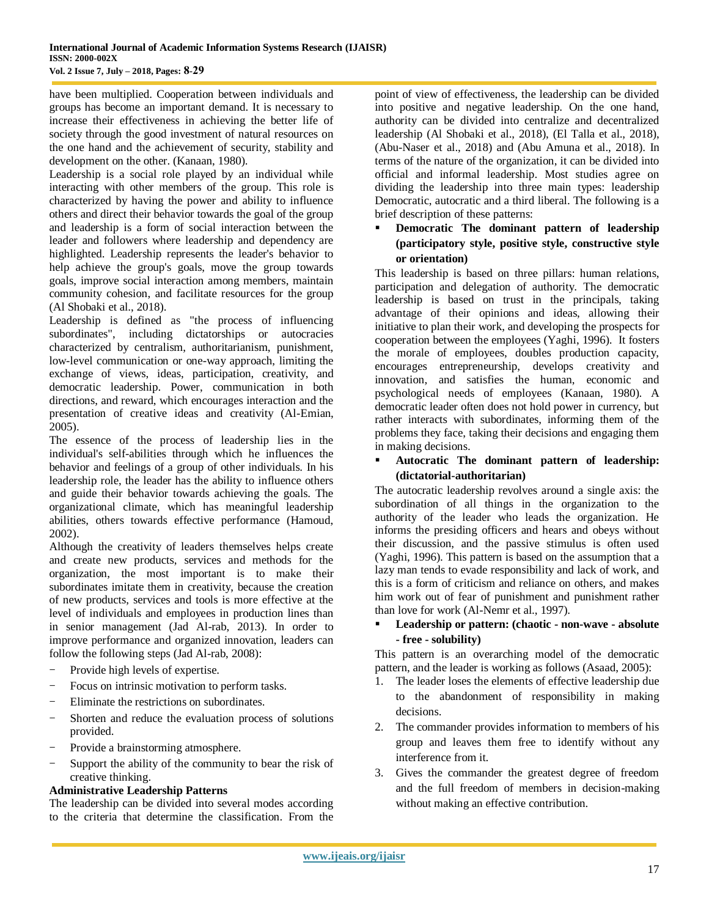have been multiplied. Cooperation between individuals and groups has become an important demand. It is necessary to increase their effectiveness in achieving the better life of society through the good investment of natural resources on the one hand and the achievement of security, stability and development on the other. (Kanaan, 1980).

Leadership is a social role played by an individual while interacting with other members of the group. This role is characterized by having the power and ability to influence others and direct their behavior towards the goal of the group and leadership is a form of social interaction between the leader and followers where leadership and dependency are highlighted. Leadership represents the leader's behavior to help achieve the group's goals, move the group towards goals, improve social interaction among members, maintain community cohesion, and facilitate resources for the group (Al Shobaki et al., 2018).

Leadership is defined as "the process of influencing subordinates", including dictatorships or autocracies characterized by centralism, authoritarianism, punishment, low-level communication or one-way approach, limiting the exchange of views, ideas, participation, creativity, and democratic leadership. Power, communication in both directions, and reward, which encourages interaction and the presentation of creative ideas and creativity (Al-Emian, 2005).

The essence of the process of leadership lies in the individual's self-abilities through which he influences the behavior and feelings of a group of other individuals. In his leadership role, the leader has the ability to influence others and guide their behavior towards achieving the goals. The organizational climate, which has meaningful leadership abilities, others towards effective performance (Hamoud, 2002).

Although the creativity of leaders themselves helps create and create new products, services and methods for the organization, the most important is to make their subordinates imitate them in creativity, because the creation of new products, services and tools is more effective at the level of individuals and employees in production lines than in senior management (Jad Al-rab, 2013). In order to improve performance and organized innovation, leaders can follow the following steps (Jad Al-rab, 2008):

- Provide high levels of expertise.
- Focus on intrinsic motivation to perform tasks.
- Eliminate the restrictions on subordinates.
- Shorten and reduce the evaluation process of solutions provided.
- Provide a brainstorming atmosphere.
- Support the ability of the community to bear the risk of creative thinking.

**Administrative Leadership Patterns**

The leadership can be divided into several modes according to the criteria that determine the classification. From the point of view of effectiveness, the leadership can be divided into positive and negative leadership. On the one hand, authority can be divided into centralize and decentralized leadership (Al Shobaki et al., 2018), (El Talla et al., 2018), (Abu-Naser et al., 2018) and (Abu Amuna et al., 2018). In terms of the nature of the organization, it can be divided into official and informal leadership. Most studies agree on dividing the leadership into three main types: leadership Democratic, autocratic and a third liberal. The following is a brief description of these patterns:

- **Democratic The dominant pattern of leadership (participatory style, positive style, constructive style or orientation)**

This leadership is based on three pillars: human relations, participation and delegation of authority. The democratic leadership is based on trust in the principals, taking advantage of their opinions and ideas, allowing their initiative to plan their work, and developing the prospects for cooperation between the employees (Yaghi, 1996). It fosters the morale of employees, doubles production capacity, encourages entrepreneurship, develops creativity and innovation, and satisfies the human, economic and psychological needs of employees (Kanaan, 1980). A democratic leader often does not hold power in currency, but rather interacts with subordinates, informing them of the problems they face, taking their decisions and engaging them in making decisions.

- **Autocratic The dominant pattern of leadership: (dictatorial-authoritarian)**

The autocratic leadership revolves around a single axis: the subordination of all things in the organization to the authority of the leader who leads the organization. He informs the presiding officers and hears and obeys without their discussion, and the passive stimulus is often used (Yaghi, 1996). This pattern is based on the assumption that a lazy man tends to evade responsibility and lack of work, and this is a form of criticism and reliance on others, and makes him work out of fear of punishment and punishment rather than love for work (Al-Nemr et al., 1997).

- **Leadership or pattern: (chaotic - non-wave - absolute - free - solubility)**

This pattern is an overarching model of the democratic pattern, and the leader is working as follows (Asaad, 2005):

1. The leader loses the elements of effective leadership due to the abandonment of responsibility in making decisions.
2. The commander provides information to members of his group and leaves them free to identify without any interference from it.
3. Gives the commander the greatest degree of freedom and the full freedom of members in decision-making without making an effective contribution.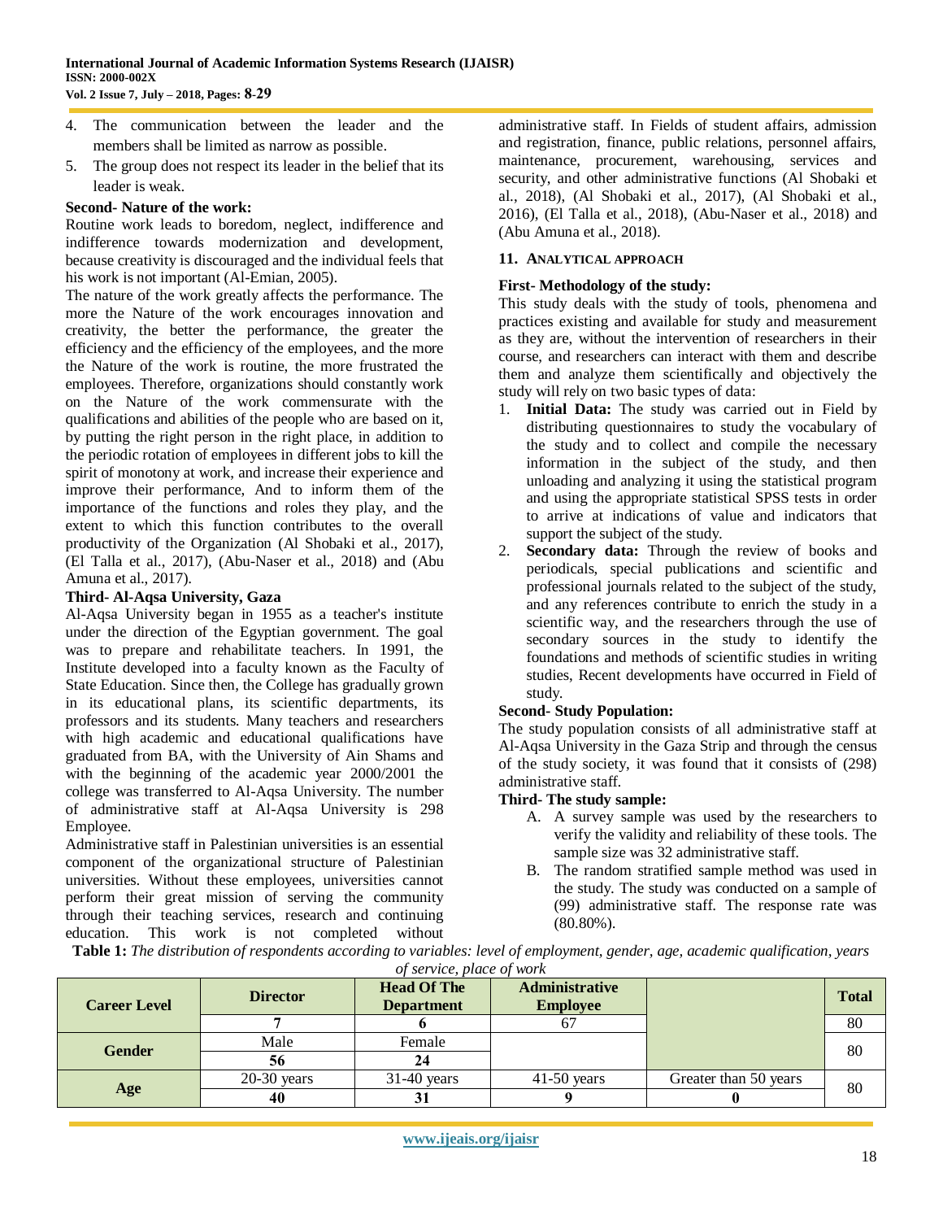4. The communication between the leader and the members shall be limited as narrow as possible.
5. The group does not respect its leader in the belief that its leader is weak.

**Second- Nature of the work:**

Routine work leads to boredom, neglect, indifference and indifference towards modernization and development, because creativity is discouraged and the individual feels that his work is not important (Al-Emian, 2005).

The nature of the work greatly affects the performance. The more the Nature of the work encourages innovation and creativity, the better the performance, the greater the efficiency and the efficiency of the employees, and the more the Nature of the work is routine, the more frustrated the employees. Therefore, organizations should constantly work on the Nature of the work commensurate with the qualifications and abilities of the people who are based on it, by putting the right person in the right place, in addition to the periodic rotation of employees in different jobs to kill the spirit of monotony at work, and increase their experience and improve their performance, And to inform them of the importance of the functions and roles they play, and the extent to which this function contributes to the overall productivity of the Organization (Al Shobaki et al., 2017), (El Talla et al., 2017), (Abu-Naser et al., 2018) and (Abu Amuna et al., 2017).

**Third- Al-Aqsa University, Gaza**

Al-Aqsa University began in 1955 as a teacher's institute under the direction of the Egyptian government. The goal was to prepare and rehabilitate teachers. In 1991, the Institute developed into a faculty known as the Faculty of State Education. Since then, the College has gradually grown in its educational plans, its scientific departments, its professors and its students. Many teachers and researchers with high academic and educational qualifications have graduated from BA, with the University of Ain Shams and with the beginning of the academic year 2000/2001 the college was transferred to Al-Aqsa University. The number of administrative staff at Al-Aqsa University is 298 Employee.

Administrative staff in Palestinian universities is an essential component of the organizational structure of Palestinian universities. Without these employees, universities cannot perform their great mission of serving the community through their teaching services, research and continuing education. This work is not completed without administrative staff. In Fields of student affairs, admission and registration, finance, public relations, personnel affairs, maintenance, procurement, warehousing, services and security, and other administrative functions (Al Shobaki et al., 2018), (Al Shobaki et al., 2017), (Al Shobaki et al., 2016), (El Talla et al., 2018), (Abu-Naser et al., 2018) and (Abu Amuna et al., 2018).

## 11. Analytical Approach

**First- Methodology of the study:**

This study deals with the study of tools, phenomena and practices existing and available for study and measurement as they are, without the intervention of researchers in their course, and researchers can interact with them and describe them and analyze them scientifically and objectively the study will rely on two basic types of data:

1. **Initial Data:** The study was carried out in Field by distributing questionnaires to study the vocabulary of the study and to collect and compile the necessary information in the subject of the study, and then unloading and analyzing it using the statistical program and using the appropriate statistical SPSS tests in order to arrive at indications of value and indicators that support the subject of the study.
2. **Secondary data:** Through the review of books and periodicals, special publications and scientific and professional journals related to the subject of the study, and any references contribute to enrich the study in a scientific way, and the researchers through the use of secondary sources in the study to identify the foundations and methods of scientific studies in writing studies, Recent developments have occurred in Field of study.

**Second- Study Population:**

The study population consists of all administrative staff at Al-Aqsa University in the Gaza Strip and through the census of the study society, it was found that it consists of (298) administrative staff.

**Third- The study sample:**

A. A survey sample was used by the researchers to verify the validity and reliability of these tools. The sample size was 32 administrative staff.

B. The random stratified sample method was used in the study. The study was conducted on a sample of (99) administrative staff. The response rate was (80.80%).

**Table 1:** *The distribution of respondents according to variables: level of employment, gender, age, academic qualification, years of service, place of work*

| Career Level | Director | Head Of The Department | Administrative Employee | | Total |
|---|---|---|---|---|---|
| | 7 | 6 | 67 | | 80 |
| Gender | Male | Female | | | 80 |
| | 56 | 24 | | | |
| Age | 20-30 years | 31-40 years | 41-50 years | Greater than 50 years | 80 |
| | 40 | 31 | 9 | 0 | |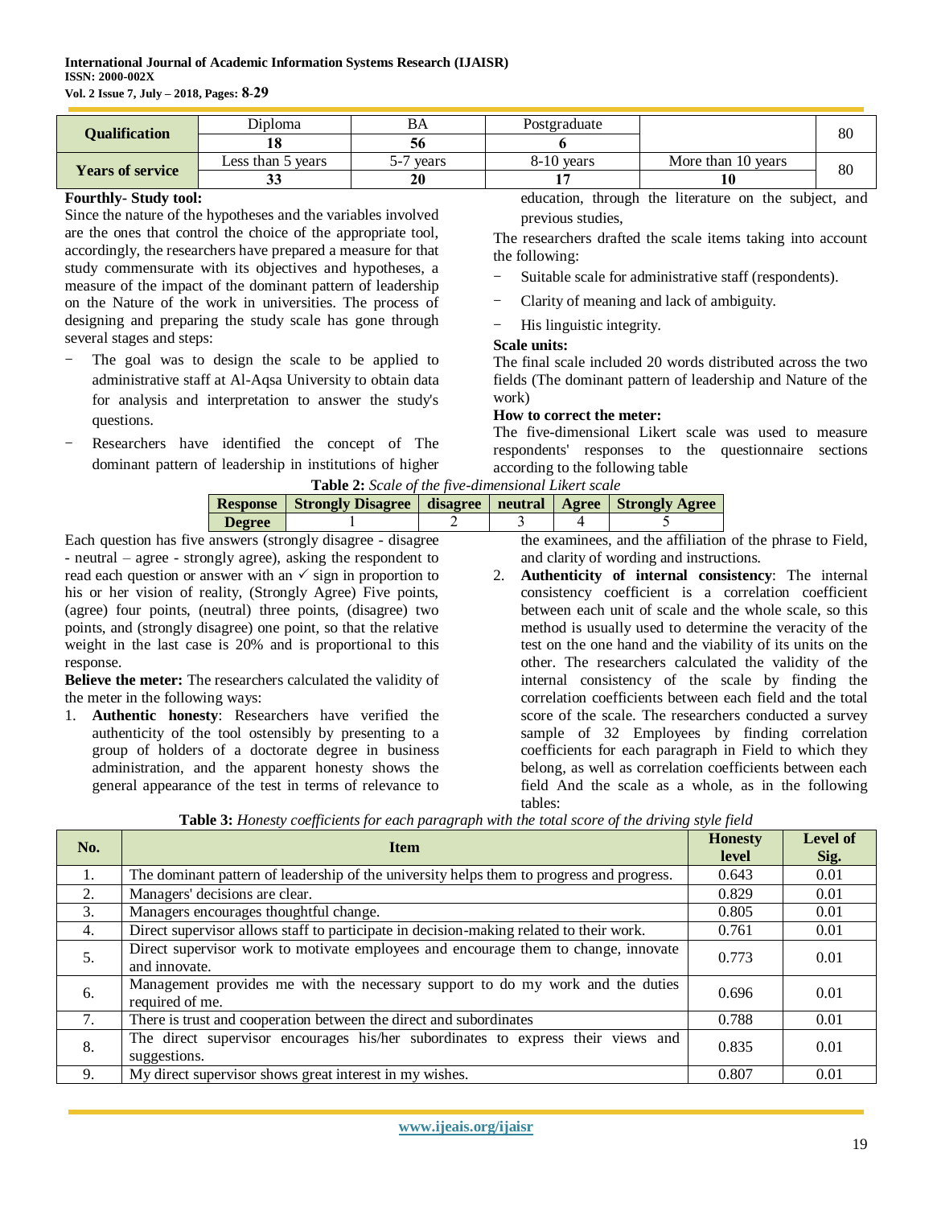| Qualification | Diploma | BA | Postgraduate | | 80 |
|---|---|---|---|---|---|
| | **18** | **56** | **6** | | |
| **Years of service** | Less than 5 years | 5-7 years | 8-10 years | More than 10 years | 80 |
| | **33** | **20** | **17** | **10** | |

**Fourthly- Study tool:**

Since the nature of the hypotheses and the variables involved are the ones that control the choice of the appropriate tool, accordingly, the researchers have prepared a measure for that study commensurate with its objectives and hypotheses, a measure of the impact of the dominant pattern of leadership on the Nature of the work in universities. The process of designing and preparing the study scale has gone through several stages and steps:

- The goal was to design the scale to be applied to administrative staff at Al-Aqsa University to obtain data for analysis and interpretation to answer the study's questions.
- Researchers have identified the concept of The dominant pattern of leadership in institutions of higher education, through the literature on the subject, and previous studies,

The researchers drafted the scale items taking into account the following:

- Suitable scale for administrative staff (respondents).
- Clarity of meaning and lack of ambiguity.
- His linguistic integrity.

**Scale units:**

The final scale included 20 words distributed across the two fields (The dominant pattern of leadership and Nature of the work)

**How to correct the meter:**

The five-dimensional Likert scale was used to measure respondents' responses to the questionnaire sections according to the following table

**Table 2:** *Scale of the five-dimensional Likert scale*

| Response | Strongly Disagree | disagree | neutral | Agree | Strongly Agree |
|---|---|---|---|---|---|
| Degree | 1 | 2 | 3 | 4 | 5 |

Each question has five answers (strongly disagree - disagree - neutral – agree - strongly agree), asking the respondent to read each question or answer with an ✓ sign in proportion to his or her vision of reality, (Strongly Agree) Five points, (agree) four points, (neutral) three points, (disagree) two points, and (strongly disagree) one point, so that the relative weight in the last case is 20% and is proportional to this response.

**Believe the meter:** The researchers calculated the validity of the meter in the following ways:

1. **Authentic honesty**: Researchers have verified the authenticity of the tool ostensibly by presenting to a group of holders of a doctorate degree in business administration, and the apparent honesty shows the general appearance of the test in terms of relevance to the examinees, and the affiliation of the phrase to Field, and clarity of wording and instructions.
2. **Authenticity of internal consistency**: The internal consistency coefficient is a correlation coefficient between each unit of scale and the whole scale, so this method is usually used to determine the veracity of the test on the one hand and the viability of its units on the other. The researchers calculated the validity of the internal consistency of the scale by finding the correlation coefficients between each field and the total score of the scale. The researchers conducted a survey sample of 32 Employees by finding correlation coefficients for each paragraph in Field to which they belong, as well as correlation coefficients between each field And the scale as a whole, as in the following tables:

**Table 3:** *Honesty coefficients for each paragraph with the total score of the driving style field*

| No. | Item | Honesty level | Level of Sig. |
|---|---|---|---|
| 1. | The dominant pattern of leadership of the university helps them to progress and progress. | 0.643 | 0.01 |
| 2. | Managers' decisions are clear. | 0.829 | 0.01 |
| 3. | Managers encourages thoughtful change. | 0.805 | 0.01 |
| 4. | Direct supervisor allows staff to participate in decision-making related to their work. | 0.761 | 0.01 |
| 5. | Direct supervisor work to motivate employees and encourage them to change, innovate and innovate. | 0.773 | 0.01 |
| 6. | Management provides me with the necessary support to do my work and the duties required of me. | 0.696 | 0.01 |
| 7. | There is trust and cooperation between the direct and subordinates | 0.788 | 0.01 |
| 8. | The direct supervisor encourages his/her subordinates to express their views and suggestions. | 0.835 | 0.01 |
| 9. | My direct supervisor shows great interest in my wishes. | 0.807 | 0.01 |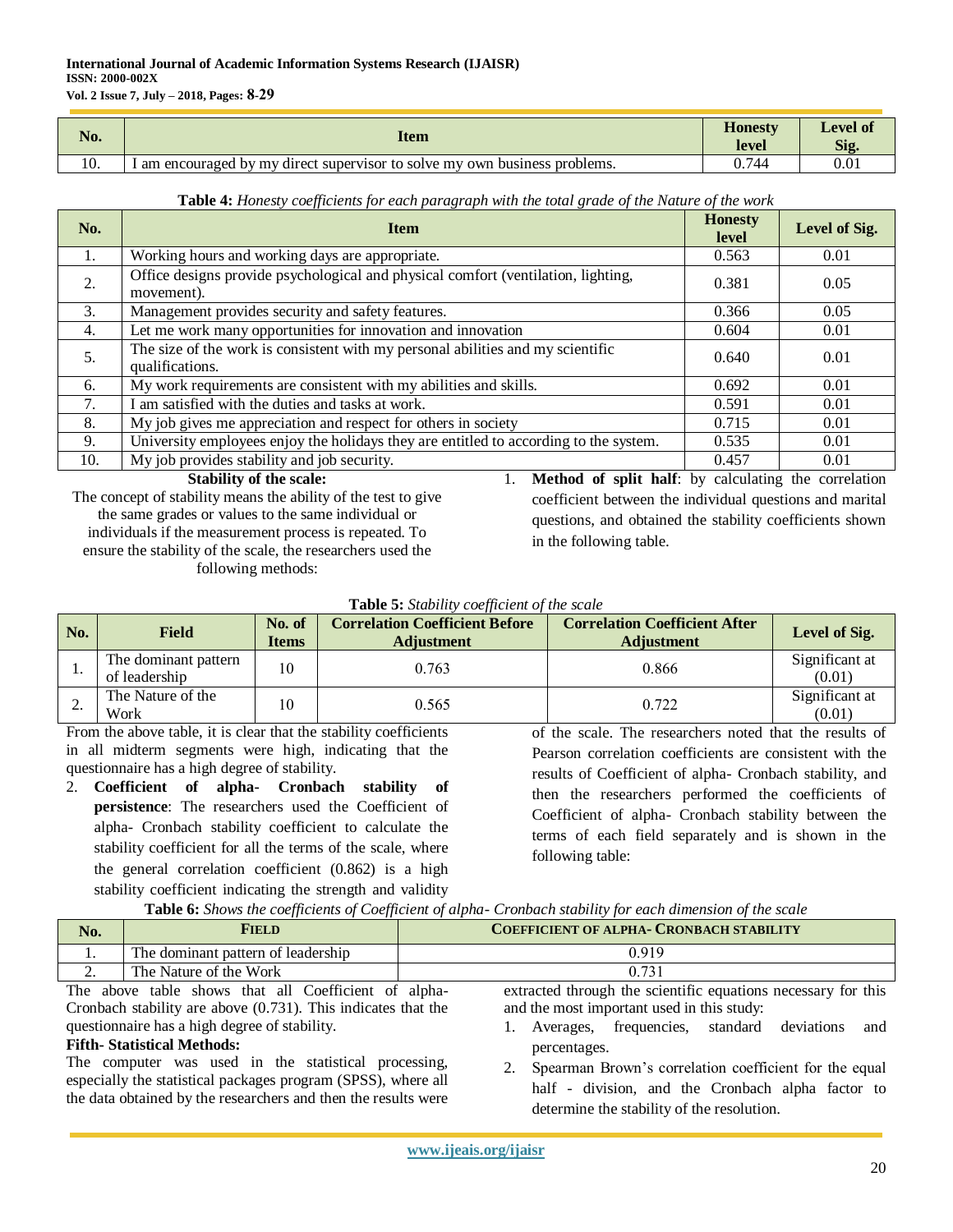| No. | Item | Honesty level | Level of Sig. |
|---|---|---|---|
| 10. | I am encouraged by my direct supervisor to solve my own business problems. | 0.744 | 0.01 |

**Table 4:** *Honesty coefficients for each paragraph with the total grade of the Nature of the work*

| No. | Item | Honesty level | Level of Sig. |
|---|---|---|---|
| 1. | Working hours and working days are appropriate. | 0.563 | 0.01 |
| 2. | Office designs provide psychological and physical comfort (ventilation, lighting, movement). | 0.381 | 0.05 |
| 3. | Management provides security and safety features. | 0.366 | 0.05 |
| 4. | Let me work many opportunities for innovation and innovation | 0.604 | 0.01 |
| 5. | The size of the work is consistent with my personal abilities and my scientific qualifications. | 0.640 | 0.01 |
| 6. | My work requirements are consistent with my abilities and skills. | 0.692 | 0.01 |
| 7. | I am satisfied with the duties and tasks at work. | 0.591 | 0.01 |
| 8. | My job gives me appreciation and respect for others in society | 0.715 | 0.01 |
| 9. | University employees enjoy the holidays they are entitled to according to the system. | 0.535 | 0.01 |
| 10. | My job provides stability and job security. | 0.457 | 0.01 |

**Stability of the scale:**

The concept of stability means the ability of the test to give the same grades or values to the same individual or individuals if the measurement process is repeated. To ensure the stability of the scale, the researchers used the following methods:

1. **Method of split half**: by calculating the correlation coefficient between the individual questions and marital questions, and obtained the stability coefficients shown in the following table.

**Table 5:** *Stability coefficient of the scale*

| No. | Field | No. of Items | Correlation Coefficient Before Adjustment | Correlation Coefficient After Adjustment | Level of Sig. |
|---|---|---|---|---|---|
| 1. | The dominant pattern of leadership | 10 | 0.763 | 0.866 | Significant at (0.01) |
| 2. | The Nature of the Work | 10 | 0.565 | 0.722 | Significant at (0.01) |

From the above table, it is clear that the stability coefficients in all midterm segments were high, indicating that the questionnaire has a high degree of stability.

2. **Coefficient of alpha- Cronbach stability of persistence**: The researchers used the Coefficient of alpha- Cronbach stability coefficient to calculate the stability coefficient for all the terms of the scale, where the general correlation coefficient (0.862) is a high stability coefficient indicating the strength and validity of the scale. The researchers noted that the results of Pearson correlation coefficients are consistent with the results of Coefficient of alpha- Cronbach stability, and then the researchers performed the coefficients of Coefficient of alpha- Cronbach stability between the terms of each field separately and is shown in the following table:

**Table 6:** *Shows the coefficients of Coefficient of alpha- Cronbach stability for each dimension of the scale*

| No. | Field | Coefficient of alpha- Cronbach stability |
|---|---|---|
| 1. | The dominant pattern of leadership | 0.919 |
| 2. | The Nature of the Work | 0.731 |

The above table shows that all Coefficient of alpha- Cronbach stability are above (0.731). This indicates that the questionnaire has a high degree of stability.

**Fifth- Statistical Methods:**

The computer was used in the statistical processing, especially the statistical packages program (SPSS), where all the data obtained by the researchers and then the results were extracted through the scientific equations necessary for this and the most important used in this study:

1. Averages, frequencies, standard deviations and percentages.
2. Spearman Brown's correlation coefficient for the equal half - division, and the Cronbach alpha factor to determine the stability of the resolution.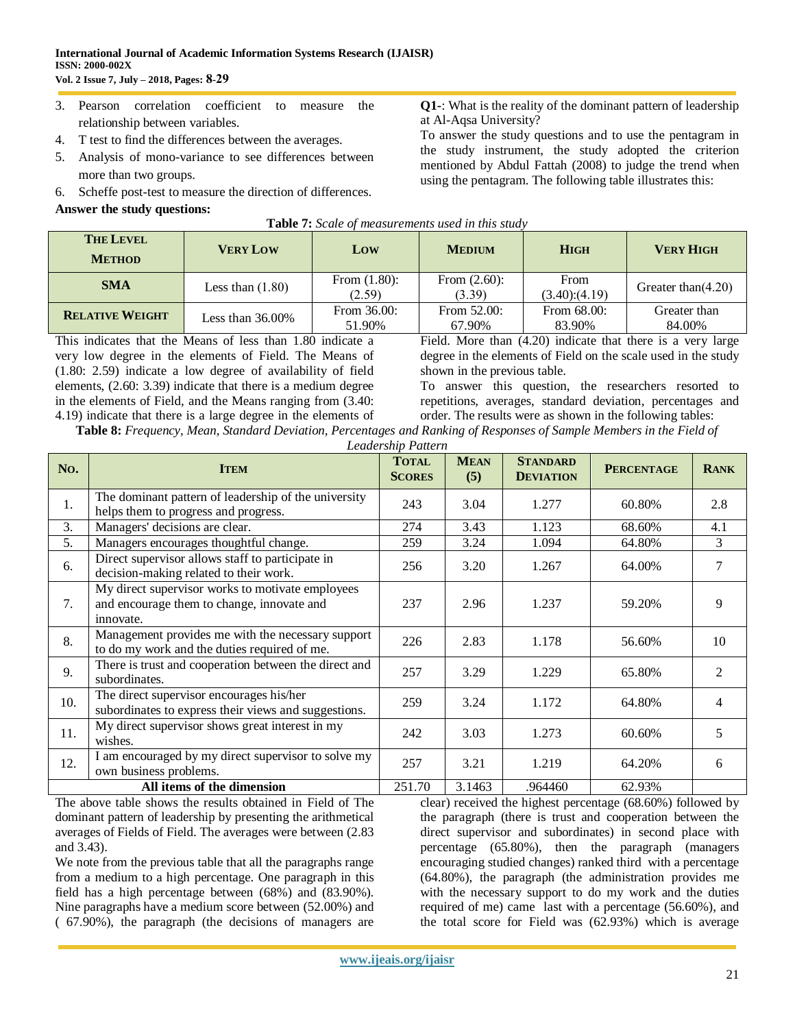3. Pearson correlation coefficient to measure the relationship between variables.
4. T test to find the differences between the averages.
5. Analysis of mono-variance to see differences between more than two groups.
6. Scheffe post-test to measure the direction of differences.

**Answer the study questions:**

**Q1-**: What is the reality of the dominant pattern of leadership at Al-Aqsa University?

To answer the study questions and to use the pentagram in the study instrument, the study adopted the criterion mentioned by Abdul Fattah (2008) to judge the trend when using the pentagram. The following table illustrates this:

**Table 7:** *Scale of measurements used in this study*

| The Level Method | Very Low | Low | Medium | High | Very High |
|---|---|---|---|---|---|
| SMA | Less than (1.80) | From (1.80): (2.59) | From (2.60): (3.39) | From (3.40):(4.19) | Greater than(4.20) |
| Relative Weight | Less than 36.00% | From 36.00: 51.90% | From 52.00: 67.90% | From 68.00: 83.90% | Greater than 84.00% |

This indicates that the Means of less than 1.80 indicate a very low degree in the elements of Field. The Means of (1.80: 2.59) indicate a low degree of availability of field elements, (2.60: 3.39) indicate that there is a medium degree in the elements of Field, and the Means ranging from (3.40: 4.19) indicate that there is a large degree in the elements of Field. More than (4.20) indicate that there is a very large degree in the elements of Field on the scale used in the study shown in the previous table.

To answer this question, the researchers resorted to repetitions, averages, standard deviation, percentages and order. The results were as shown in the following tables:

**Table 8:** *Frequency, Mean, Standard Deviation, Percentages and Ranking of Responses of Sample Members in the Field of Leadership Pattern*

| No. | Item | Total Scores | Mean (5) | Standard Deviation | Percentage | Rank |
|---|---|---|---|---|---|---|
| 1. | The dominant pattern of leadership of the university helps them to progress and progress. | 243 | 3.04 | 1.277 | 60.80% | 2.8 |
| 3. | Managers' decisions are clear. | 274 | 3.43 | 1.123 | 68.60% | 4.1 |
| 5. | Managers encourages thoughtful change. | 259 | 3.24 | 1.094 | 64.80% | 3 |
| 6. | Direct supervisor allows staff to participate in decision-making related to their work. | 256 | 3.20 | 1.267 | 64.00% | 7 |
| 7. | My direct supervisor works to motivate employees and encourage them to change, innovate and innovate. | 237 | 2.96 | 1.237 | 59.20% | 9 |
| 8. | Management provides me with the necessary support to do my work and the duties required of me. | 226 | 2.83 | 1.178 | 56.60% | 10 |
| 9. | There is trust and cooperation between the direct and subordinates. | 257 | 3.29 | 1.229 | 65.80% | 2 |
| 10. | The direct supervisor encourages his/her subordinates to express their views and suggestions. | 259 | 3.24 | 1.172 | 64.80% | 4 |
| 11. | My direct supervisor shows great interest in my wishes. | 242 | 3.03 | 1.273 | 60.60% | 5 |
| 12. | I am encouraged by my direct supervisor to solve my own business problems. | 257 | 3.21 | 1.219 | 64.20% | 6 |
| **All items of the dimension** | | 251.70 | 3.1463 | .964460 | 62.93% | |

The above table shows the results obtained in Field of The dominant pattern of leadership by presenting the arithmetical averages of Fields of Field. The averages were between (2.83 and 3.43).

We note from the previous table that all the paragraphs range from a medium to a high percentage. One paragraph in this field has a high percentage between (68%) and (83.90%). Nine paragraphs have a medium score between (52.00%) and ( 67.90%), the paragraph (the decisions of managers are clear) received the highest percentage (68.60%) followed by the paragraph (there is trust and cooperation between the direct supervisor and subordinates) in second place with percentage (65.80%), then the paragraph (managers encouraging studied changes) ranked third with a percentage (64.80%), the paragraph (the administration provides me with the necessary support to do my work and the duties required of me) came last with a percentage (56.60%), and the total score for Field was (62.93%) which is average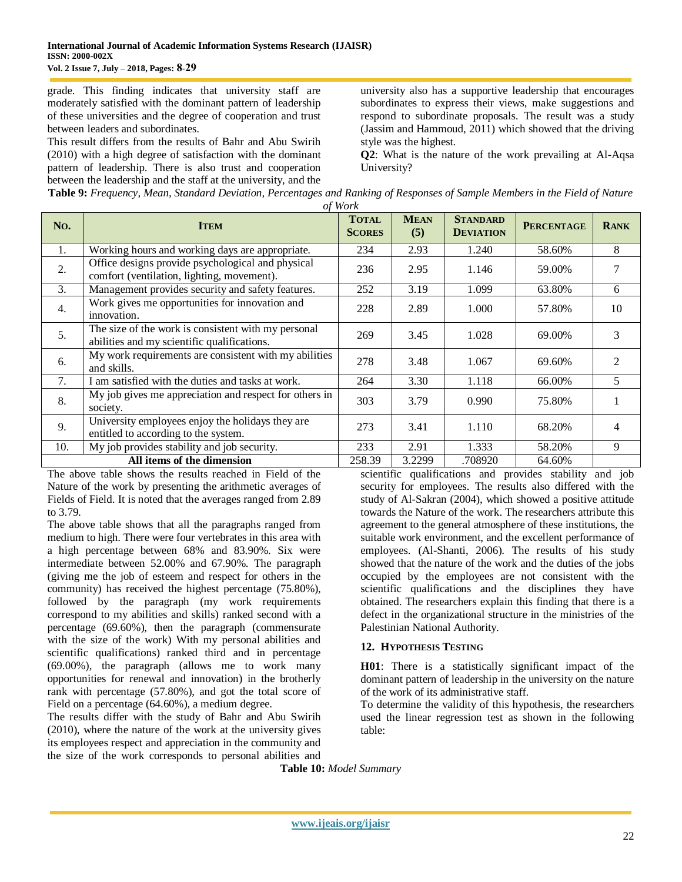grade. This finding indicates that university staff are moderately satisfied with the dominant pattern of leadership of these universities and the degree of cooperation and trust between leaders and subordinates.

This result differs from the results of Bahr and Abu Swirih (2010) with a high degree of satisfaction with the dominant pattern of leadership. There is also trust and cooperation between the leadership and the staff at the university, and the university also has a supportive leadership that encourages subordinates to express their views, make suggestions and respond to subordinate proposals. The result was a study (Jassim and Hammoud, 2011) which showed that the driving style was the highest.

**Q2**: What is the nature of the work prevailing at Al-Aqsa University?

**Table 9:** *Frequency, Mean, Standard Deviation, Percentages and Ranking of Responses of Sample Members in the Field of Nature of Work*

| No. | Item | Total Scores | Mean (5) | Standard Deviation | Percentage | Rank |
|---|---|---|---|---|---|---|
| 1. | Working hours and working days are appropriate. | 234 | 2.93 | 1.240 | 58.60% | 8 |
| 2. | Office designs provide psychological and physical comfort (ventilation, lighting, movement). | 236 | 2.95 | 1.146 | 59.00% | 7 |
| 3. | Management provides security and safety features. | 252 | 3.19 | 1.099 | 63.80% | 6 |
| 4. | Work gives me opportunities for innovation and innovation. | 228 | 2.89 | 1.000 | 57.80% | 10 |
| 5. | The size of the work is consistent with my personal abilities and my scientific qualifications. | 269 | 3.45 | 1.028 | 69.00% | 3 |
| 6. | My work requirements are consistent with my abilities and skills. | 278 | 3.48 | 1.067 | 69.60% | 2 |
| 7. | I am satisfied with the duties and tasks at work. | 264 | 3.30 | 1.118 | 66.00% | 5 |
| 8. | My job gives me appreciation and respect for others in society. | 303 | 3.79 | 0.990 | 75.80% | 1 |
| 9. | University employees enjoy the holidays they are entitled to according to the system. | 273 | 3.41 | 1.110 | 68.20% | 4 |
| 10. | My job provides stability and job security. | 233 | 2.91 | 1.333 | 58.20% | 9 |
| **All items of the dimension** | | 258.39 | 3.2299 | .708920 | 64.60% | |

The above table shows the results reached in Field of the Nature of the work by presenting the arithmetic averages of Fields of Field. It is noted that the averages ranged from 2.89 to 3.79.

The above table shows that all the paragraphs ranged from medium to high. There were four vertebrates in this area with a high percentage between 68% and 83.90%. Six were intermediate between 52.00% and 67.90%. The paragraph (giving me the job of esteem and respect for others in the community) has received the highest percentage (75.80%), followed by the paragraph (my work requirements correspond to my abilities and skills) ranked second with a percentage (69.60%), then the paragraph (commensurate with the size of the work) With my personal abilities and scientific qualifications) ranked third and in percentage (69.00%), the paragraph (allows me to work many opportunities for renewal and innovation) in the brotherly rank with percentage (57.80%), and got the total score of Field on a percentage (64.60%), a medium degree.

The results differ with the study of Bahr and Abu Swirih (2010), where the nature of the work at the university gives its employees respect and appreciation in the community and the size of the work corresponds to personal abilities and scientific qualifications and provides stability and job security for employees. The results also differed with the study of Al-Sakran (2004), which showed a positive attitude towards the Nature of the work. The researchers attribute this agreement to the general atmosphere of these institutions, the suitable work environment, and the excellent performance of employees. (Al-Shanti, 2006). The results of his study showed that the nature of the work and the duties of the jobs occupied by the employees are not consistent with the scientific qualifications and the disciplines they have obtained. The researchers explain this finding that there is a defect in the organizational structure in the ministries of the Palestinian National Authority.

## 12. Hypothesis Testing

**H01**: There is a statistically significant impact of the dominant pattern of leadership in the university on the nature of the work of its administrative staff.

To determine the validity of this hypothesis, the researchers used the linear regression test as shown in the following table:

**Table 10:** *Model Summary*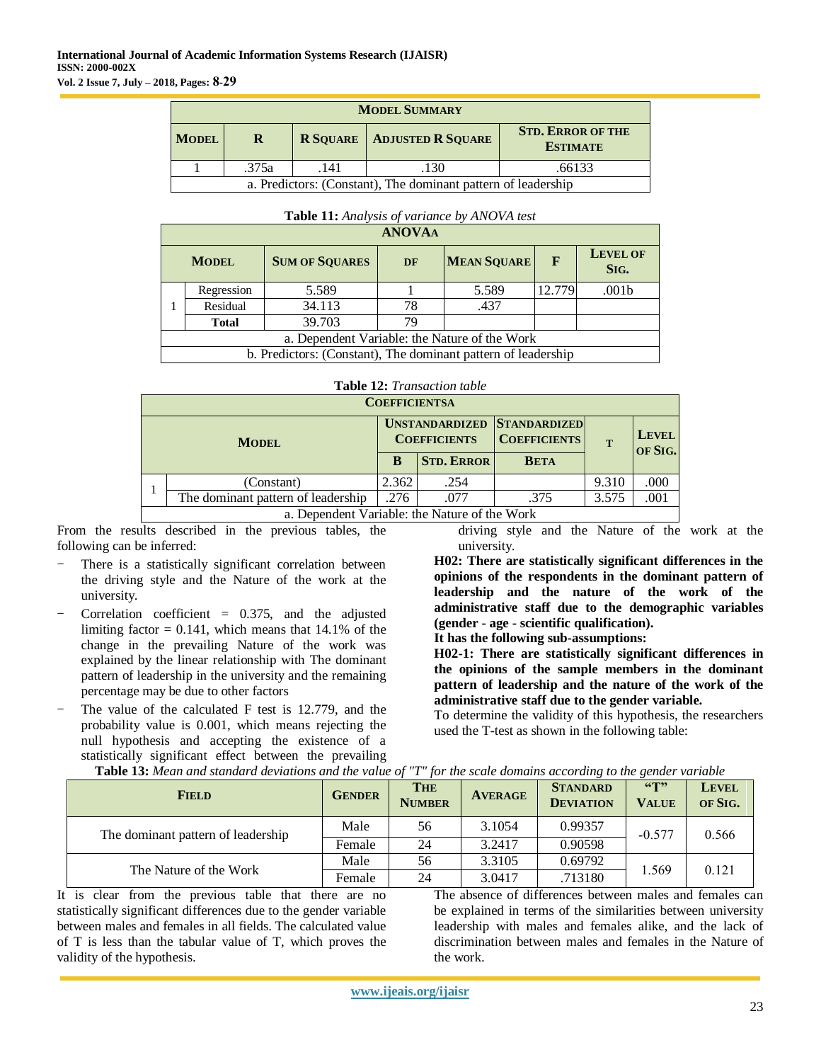| MODEL SUMMARY | | | | |
|---|---|---|---|---|
| MODEL | R | R SQUARE | ADJUSTED R SQUARE | STD. ERROR OF THE ESTIMATE |
| 1 | .375a | .141 | .130 | .66133 |
| a. Predictors: (Constant), The dominant pattern of leadership | | | | |

**Table 11:** *Analysis of variance by ANOVA test*

| ANOVAA | | | | | | |
|---|---|---|---|---|---|---|
| MODEL | | SUM OF SQUARES | DF | MEAN SQUARE | F | LEVEL OF SIG. |
| 1 | Regression | 5.589 | 1 | 5.589 | 12.779 | .001b |
| | Residual | 34.113 | 78 | .437 | | |
| | **Total** | 39.703 | 79 | | | |
| a. Dependent Variable: the Nature of the Work | | | | | | |
| b. Predictors: (Constant), The dominant pattern of leadership | | | | | | |

**Table 12:** *Transaction table*

| COEFFICIENTSA | | | | | | |
|---|---|---|---|---|---|---|
| MODEL | | UNSTANDARDIZED COEFFICIENTS | | STANDARDIZED COEFFICIENTS | T | LEVEL OF SIG. |
| | | B | STD. ERROR | BETA | | |
| 1 | (Constant) | 2.362 | .254 | | 9.310 | .000 |
| | The dominant pattern of leadership | .276 | .077 | .375 | 3.575 | .001 |
| a. Dependent Variable: the Nature of the Work | | | | | | |

From the results described in the previous tables, the following can be inferred:

- There is a statistically significant correlation between the driving style and the Nature of the work at the university.
- Correlation coefficient = 0.375, and the adjusted limiting factor = 0.141, which means that 14.1% of the change in the prevailing Nature of the work was explained by the linear relationship with The dominant pattern of leadership in the university and the remaining percentage may be due to other factors
- The value of the calculated F test is 12.779, and the probability value is 0.001, which means rejecting the null hypothesis and accepting the existence of a statistically significant effect between the prevailing driving style and the Nature of the work at the university.

**H02: There are statistically significant differences in the opinions of the respondents in the dominant pattern of leadership and the nature of the work of the administrative staff due to the demographic variables (gender - age - scientific qualification).**

**It has the following sub-assumptions:**

**H02-1: There are statistically significant differences in the opinions of the sample members in the dominant pattern of leadership and the nature of the work of the administrative staff due to the gender variable.**

To determine the validity of this hypothesis, the researchers used the T-test as shown in the following table:

**Table 13:** *Mean and standard deviations and the value of "T" for the scale domains according to the gender variable*

| FIELD | GENDER | THE NUMBER | AVERAGE | STANDARD DEVIATION | "T" VALUE | LEVEL OF SIG. |
|---|---|---|---|---|---|---|
| The dominant pattern of leadership | Male | 56 | 3.1054 | 0.99357 | -0.577 | 0.566 |
| | Female | 24 | 3.2417 | 0.90598 | | |
| The Nature of the Work | Male | 56 | 3.3105 | 0.69792 | 1.569 | 0.121 |
| | Female | 24 | 3.0417 | .713180 | | |

It is clear from the previous table that there are no statistically significant differences due to the gender variable between males and females in all fields. The calculated value of T is less than the tabular value of T, which proves the validity of the hypothesis.

The absence of differences between males and females can be explained in terms of the similarities between university leadership with males and females alike, and the lack of discrimination between males and females in the Nature of the work.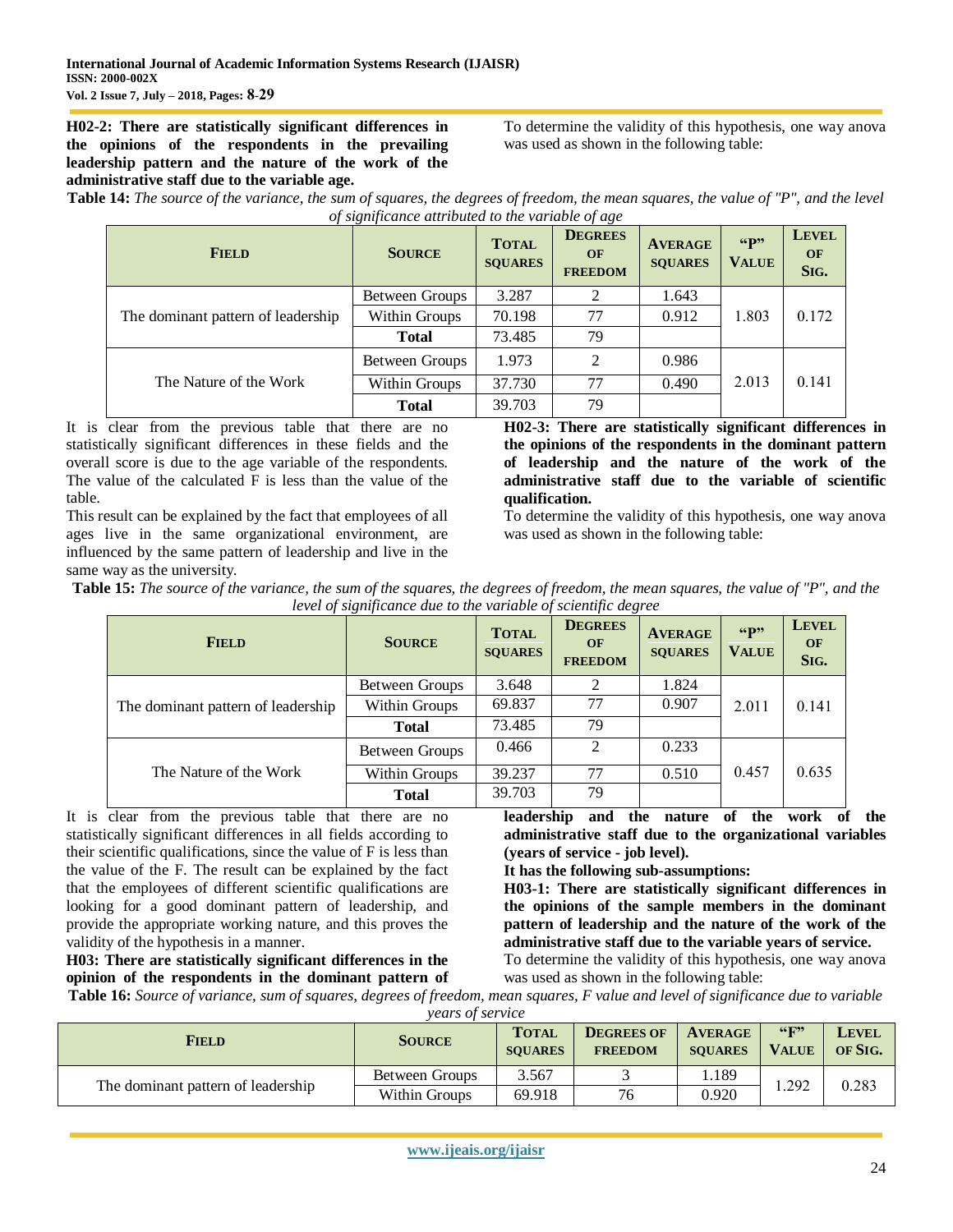**H02-2: There are statistically significant differences in the opinions of the respondents in the prevailing leadership pattern and the nature of the work of the administrative staff due to the variable age.**

To determine the validity of this hypothesis, one way anova was used as shown in the following table:

**Table 14:** *The source of the variance, the sum of squares, the degrees of freedom, the mean squares, the value of "P", and the level of significance attributed to the variable of age*

| Field | Source | Total squares | Degrees of freedom | Average squares | "P" Value | Level of Sig. |
|---|---|---|---|---|---|---|
| The dominant pattern of leadership | Between Groups | 3.287 | 2 | 1.643 | 1.803 | 0.172 |
| | Within Groups | 70.198 | 77 | 0.912 | | |
| | **Total** | 73.485 | 79 | | | |
| The Nature of the Work | Between Groups | 1.973 | 2 | 0.986 | 2.013 | 0.141 |
| | Within Groups | 37.730 | 77 | 0.490 | | |
| | **Total** | 39.703 | 79 | | | |

It is clear from the previous table that there are no statistically significant differences in these fields and the overall score is due to the age variable of the respondents. The value of the calculated F is less than the value of the table.

This result can be explained by the fact that employees of all ages live in the same organizational environment, are influenced by the same pattern of leadership and live in the same way as the university.

**H02-3: There are statistically significant differences in the opinions of the respondents in the dominant pattern of leadership and the nature of the work of the administrative staff due to the variable of scientific qualification.**

To determine the validity of this hypothesis, one way anova was used as shown in the following table:

**Table 15:** *The source of the variance, the sum of the squares, the degrees of freedom, the mean squares, the value of "P", and the level of significance due to the variable of scientific degree*

| Field | Source | Total squares | Degrees of freedom | Average squares | "P" Value | Level of Sig. |
|---|---|---|---|---|---|---|
| The dominant pattern of leadership | Between Groups | 3.648 | 2 | 1.824 | 2.011 | 0.141 |
| | Within Groups | 69.837 | 77 | 0.907 | | |
| | **Total** | 73.485 | 79 | | | |
| The Nature of the Work | Between Groups | 0.466 | 2 | 0.233 | 0.457 | 0.635 |
| | Within Groups | 39.237 | 77 | 0.510 | | |
| | **Total** | 39.703 | 79 | | | |

It is clear from the previous table that there are no statistically significant differences in all fields according to their scientific qualifications, since the value of F is less than the value of the F. The result can be explained by the fact that the employees of different scientific qualifications are looking for a good dominant pattern of leadership, and provide the appropriate working nature, and this proves the validity of the hypothesis in a manner.

**H03: There are statistically significant differences in the opinion of the respondents in the dominant pattern of leadership and the nature of the work of the administrative staff due to the organizational variables (years of service - job level).**

**It has the following sub-assumptions:**

**H03-1: There are statistically significant differences in the opinions of the sample members in the dominant pattern of leadership and the nature of the work of the administrative staff due to the variable years of service.**

To determine the validity of this hypothesis, one way anova was used as shown in the following table:

**Table 16:** *Source of variance, sum of squares, degrees of freedom, mean squares, F value and level of significance due to variable years of service*

| Field | Source | Total squares | Degrees of freedom | Average squares | "F" Value | Level of Sig. |
|---|---|---|---|---|---|---|
| The dominant pattern of leadership | Between Groups | 3.567 | 3 | 1.189 | 1.292 | 0.283 |
| | Within Groups | 69.918 | 76 | 0.920 | | |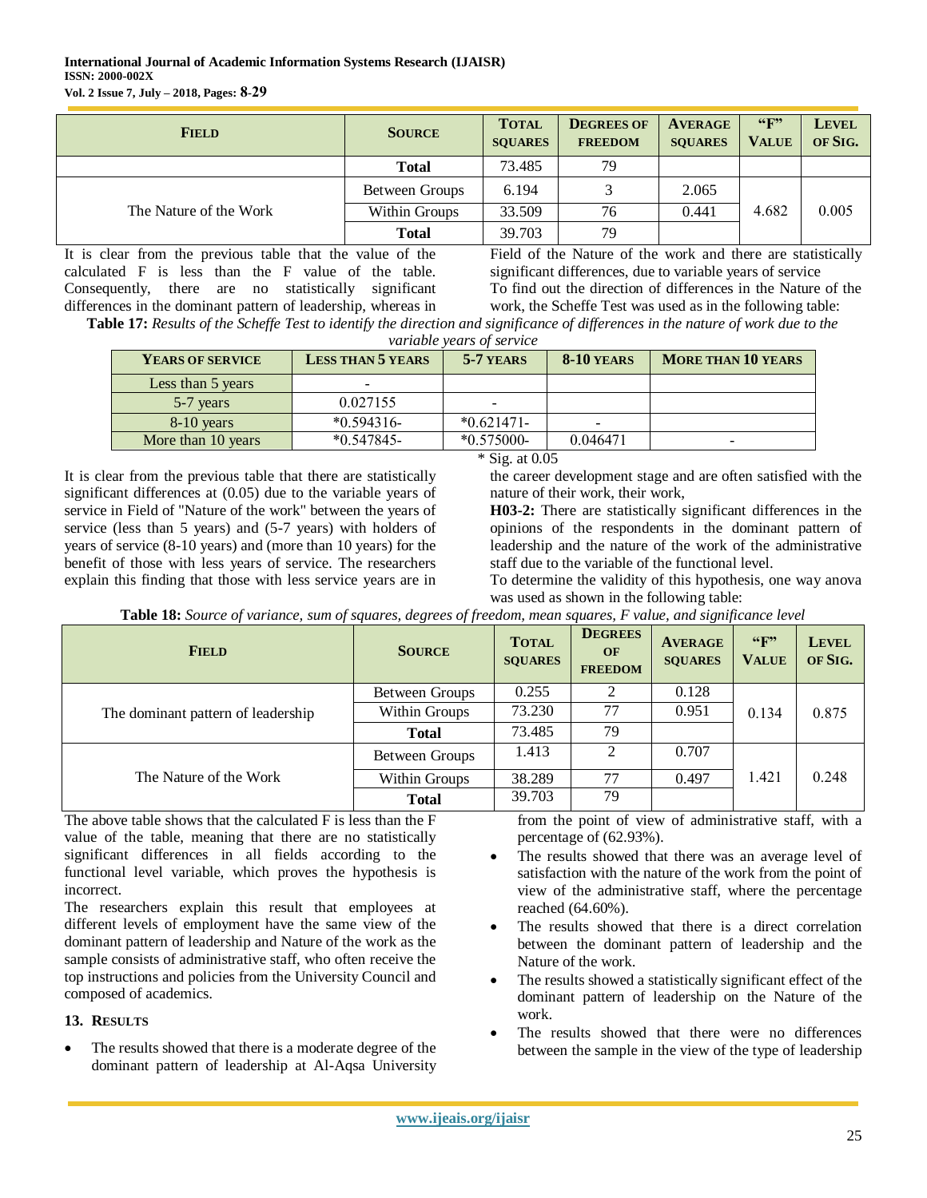| Field | Source | Total squares | Degrees of freedom | Average squares | "F" Value | Level of Sig. |
|---|---|---|---|---|---|---|
| | **Total** | 73.485 | 79 | | | |
| The Nature of the Work | Between Groups | 6.194 | 3 | 2.065 | 4.682 | 0.005 |
| | Within Groups | 33.509 | 76 | 0.441 | | |
| | **Total** | 39.703 | 79 | | | |

It is clear from the previous table that the value of the calculated F is less than the F value of the table. Consequently, there are no statistically significant differences in the dominant pattern of leadership, whereas in Field of the Nature of the work and there are statistically significant differences, due to variable years of service

To find out the direction of differences in the Nature of the work, the Scheffe Test was used as in the following table:

**Table 17:** *Results of the Scheffe Test to identify the direction and significance of differences in the nature of work due to the variable years of service*

| Years of service | Less than 5 years | 5-7 years | 8-10 years | More than 10 years |
|---|---|---|---|---|
| Less than 5 years | - | | | |
| 5-7 years | 0.027155 | - | | |
| 8-10 years | *0.594316- | *0.621471- | - | |
| More than 10 years | *0.547845- | *0.575000- | 0.046471 | - |

\* Sig. at 0.05

It is clear from the previous table that there are statistically significant differences at (0.05) due to the variable years of service in Field of "Nature of the work" between the years of service (less than 5 years) and (5-7 years) with holders of years of service (8-10 years) and (more than 10 years) for the benefit of those with less years of service. The researchers explain this finding that those with less service years are in the career development stage and are often satisfied with the nature of their work, their work,

**H03-2:** There are statistically significant differences in the opinions of the respondents in the dominant pattern of leadership and the nature of the work of the administrative staff due to the variable of the functional level.

To determine the validity of this hypothesis, one way anova was used as shown in the following table:

**Table 18:** *Source of variance, sum of squares, degrees of freedom, mean squares, F value, and significance level*

| Field | Source | Total squares | Degrees of freedom | Average squares | "F" Value | Level of Sig. |
|---|---|---|---|---|---|---|
| The dominant pattern of leadership | Between Groups | 0.255 | 2 | 0.128 | 0.134 | 0.875 |
| | Within Groups | 73.230 | 77 | 0.951 | | |
| | **Total** | 73.485 | 79 | | | |
| The Nature of the Work | Between Groups | 1.413 | 2 | 0.707 | 1.421 | 0.248 |
| | Within Groups | 38.289 | 77 | 0.497 | | |
| | **Total** | 39.703 | 79 | | | |

The above table shows that the calculated F is less than the F value of the table, meaning that there are no statistically significant differences in all fields according to the functional level variable, which proves the hypothesis is incorrect.

The researchers explain this result that employees at different levels of employment have the same view of the dominant pattern of leadership and Nature of the work as the sample consists of administrative staff, who often receive the top instructions and policies from the University Council and composed of academics.

## 13. Results

- The results showed that there is a moderate degree of the dominant pattern of leadership at Al-Aqsa University from the point of view of administrative staff, with a percentage of (62.93%).
- The results showed that there was an average level of satisfaction with the nature of the work from the point of view of the administrative staff, where the percentage reached (64.60%).
- The results showed that there is a direct correlation between the dominant pattern of leadership and the Nature of the work.
- The results showed a statistically significant effect of the dominant pattern of leadership on the Nature of the work.
- The results showed that there were no differences between the sample in the view of the type of leadership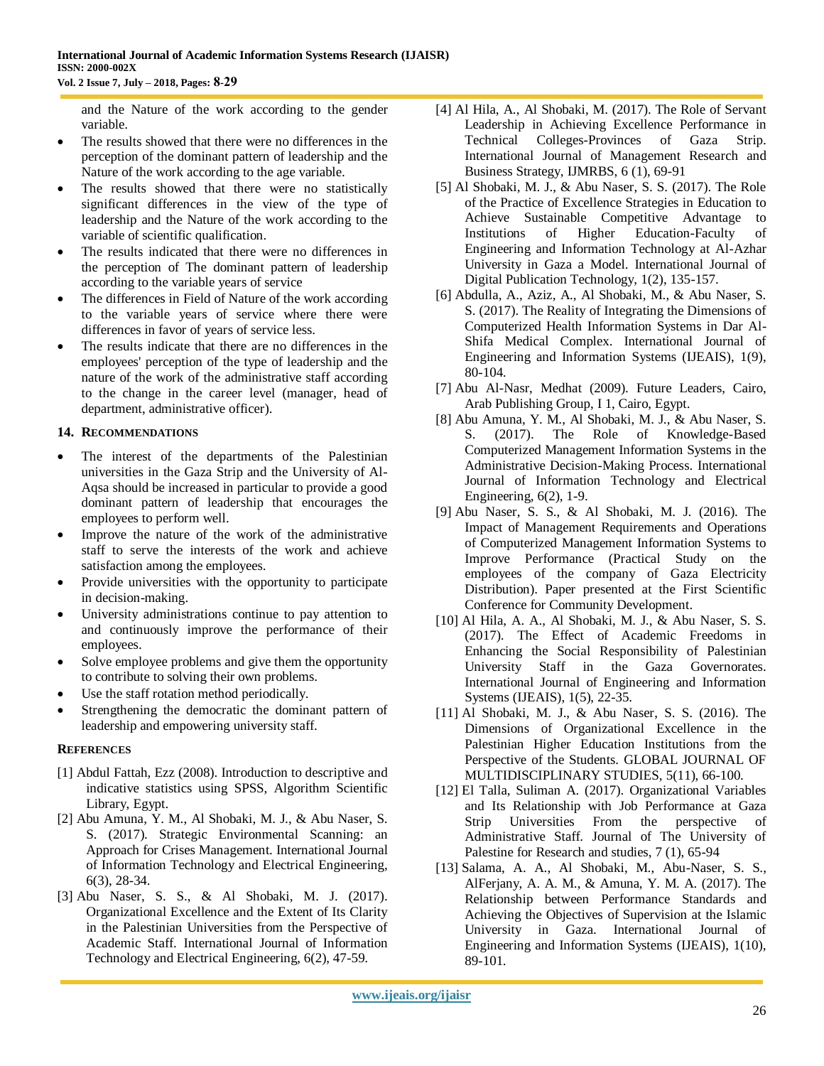and the Nature of the work according to the gender variable.

- The results showed that there were no differences in the perception of the dominant pattern of leadership and the Nature of the work according to the age variable.
- The results showed that there were no statistically significant differences in the view of the type of leadership and the Nature of the work according to the variable of scientific qualification.
- The results indicated that there were no differences in the perception of The dominant pattern of leadership according to the variable years of service
- The differences in Field of Nature of the work according to the variable years of service where there were differences in favor of years of service less.
- The results indicate that there are no differences in the employees' perception of the type of leadership and the nature of the work of the administrative staff according to the change in the career level (manager, head of department, administrative officer).

## 14. Recommendations

- The interest of the departments of the Palestinian universities in the Gaza Strip and the University of Al-Aqsa should be increased in particular to provide a good dominant pattern of leadership that encourages the employees to perform well.
- Improve the nature of the work of the administrative staff to serve the interests of the work and achieve satisfaction among the employees.
- Provide universities with the opportunity to participate in decision-making.
- University administrations continue to pay attention to and continuously improve the performance of their employees.
- Solve employee problems and give them the opportunity to contribute to solving their own problems.
- Use the staff rotation method periodically.
- Strengthening the democratic the dominant pattern of leadership and empowering university staff.

## References

[1] Abdul Fattah, Ezz (2008). Introduction to descriptive and indicative statistics using SPSS, Algorithm Scientific Library, Egypt.

[2] Abu Amuna, Y. M., Al Shobaki, M. J., & Abu Naser, S. S. (2017). Strategic Environmental Scanning: an Approach for Crises Management. International Journal of Information Technology and Electrical Engineering, 6(3), 28-34.

[3] Abu Naser, S. S., & Al Shobaki, M. J. (2017). Organizational Excellence and the Extent of Its Clarity in the Palestinian Universities from the Perspective of Academic Staff. International Journal of Information Technology and Electrical Engineering, 6(2), 47-59.

[4] Al Hila, A., Al Shobaki, M. (2017). The Role of Servant Leadership in Achieving Excellence Performance in Technical Colleges-Provinces of Gaza Strip. International Journal of Management Research and Business Strategy, IJMRBS, 6 (1), 69-91

[5] Al Shobaki, M. J., & Abu Naser, S. S. (2017). The Role of the Practice of Excellence Strategies in Education to Achieve Sustainable Competitive Advantage to Institutions of Higher Education-Faculty of Engineering and Information Technology at Al-Azhar University in Gaza a Model. International Journal of Digital Publication Technology, 1(2), 135-157.

[6] Abdulla, A., Aziz, A., Al Shobaki, M., & Abu Naser, S. S. (2017). The Reality of Integrating the Dimensions of Computerized Health Information Systems in Dar Al-Shifa Medical Complex. International Journal of Engineering and Information Systems (IJEAIS), 1(9), 80-104.

[7] Abu Al-Nasr, Medhat (2009). Future Leaders, Cairo, Arab Publishing Group, I 1, Cairo, Egypt.

[8] Abu Amuna, Y. M., Al Shobaki, M. J., & Abu Naser, S. S. (2017). The Role of Knowledge-Based Computerized Management Information Systems in the Administrative Decision-Making Process. International Journal of Information Technology and Electrical Engineering, 6(2), 1-9.

[9] Abu Naser, S. S., & Al Shobaki, M. J. (2016). The Impact of Management Requirements and Operations of Computerized Management Information Systems to Improve Performance (Practical Study on the employees of the company of Gaza Electricity Distribution). Paper presented at the First Scientific Conference for Community Development.

[10] Al Hila, A. A., Al Shobaki, M. J., & Abu Naser, S. S. (2017). The Effect of Academic Freedoms in Enhancing the Social Responsibility of Palestinian University Staff in the Gaza Governorates. International Journal of Engineering and Information Systems (IJEAIS), 1(5), 22-35.

[11] Al Shobaki, M. J., & Abu Naser, S. S. (2016). The Dimensions of Organizational Excellence in the Palestinian Higher Education Institutions from the Perspective of the Students. GLOBAL JOURNAL OF MULTIDISCIPLINARY STUDIES, 5(11), 66-100.

[12] El Talla, Suliman A. (2017). Organizational Variables and Its Relationship with Job Performance at Gaza Strip Universities From the perspective of Administrative Staff. Journal of The University of Palestine for Research and studies, 7 (1), 65-94

[13] Salama, A. A., Al Shobaki, M., Abu-Naser, S. S., AlFerjany, A. A. M., & Amuna, Y. M. A. (2017). The Relationship between Performance Standards and Achieving the Objectives of Supervision at the Islamic University in Gaza. International Journal of Engineering and Information Systems (IJEAIS), 1(10), 89-101.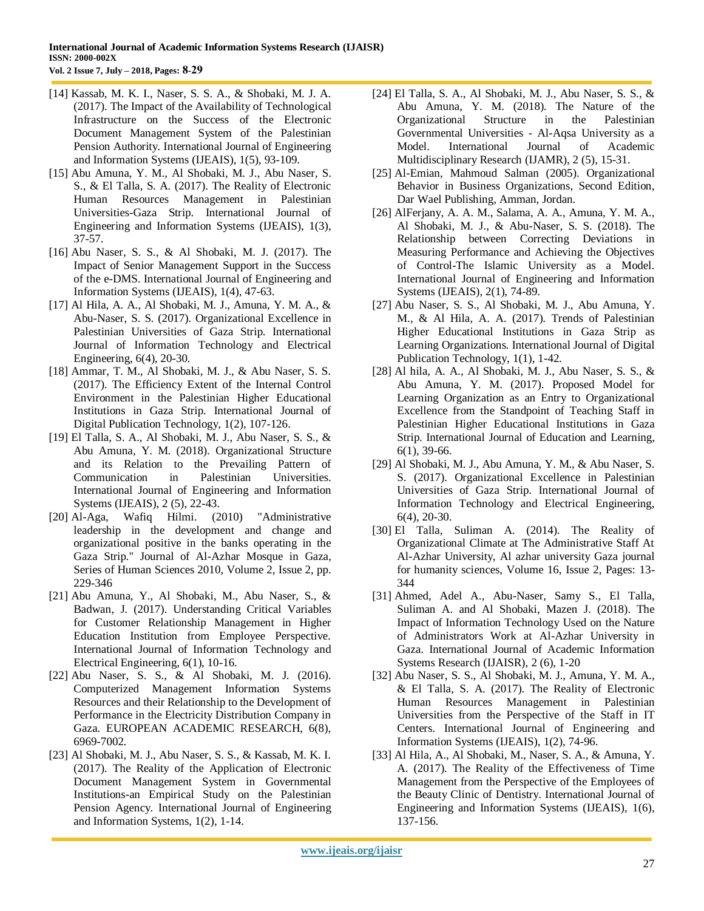[14] Kassab, M. K. I., Naser, S. S. A., & Shobaki, M. J. A. (2017). The Impact of the Availability of Technological Infrastructure on the Success of the Electronic Document Management System of the Palestinian Pension Authority. International Journal of Engineering and Information Systems (IJEAIS), 1(5), 93-109.

[15] Abu Amuna, Y. M., Al Shobaki, M. J., Abu Naser, S. S., & El Talla, S. A. (2017). The Reality of Electronic Human Resources Management in Palestinian Universities-Gaza Strip. International Journal of Engineering and Information Systems (IJEAIS), 1(3), 37-57.

[16] Abu Naser, S. S., & Al Shobaki, M. J. (2017). The Impact of Senior Management Support in the Success of the e-DMS. International Journal of Engineering and Information Systems (IJEAIS), 1(4), 47-63.

[17] Al Hila, A. A., Al Shobaki, M. J., Amuna, Y. M. A., & Abu-Naser, S. S. (2017). Organizational Excellence in Palestinian Universities of Gaza Strip. International Journal of Information Technology and Electrical Engineering, 6(4), 20-30.

[18] Ammar, T. M., Al Shobaki, M. J., & Abu Naser, S. S. (2017). The Efficiency Extent of the Internal Control Environment in the Palestinian Higher Educational Institutions in Gaza Strip. International Journal of Digital Publication Technology, 1(2), 107-126.

[19] El Talla, S. A., Al Shobaki, M. J., Abu Naser, S. S., & Abu Amuna, Y. M. (2018). Organizational Structure and its Relation to the Prevailing Pattern of Communication in Palestinian Universities. International Journal of Engineering and Information Systems (IJEAIS), 2 (5), 22-43.

[20] Al-Aga, Wafiq Hilmi. (2010) "Administrative leadership in the development and change and organizational positive in the banks operating in the Gaza Strip." Journal of Al-Azhar Mosque in Gaza, Series of Human Sciences 2010, Volume 2, Issue 2, pp. 229-346

[21] Abu Amuna, Y., Al Shobaki, M., Abu Naser, S., & Badwan, J. (2017). Understanding Critical Variables for Customer Relationship Management in Higher Education Institution from Employee Perspective. International Journal of Information Technology and Electrical Engineering, 6(1), 10-16.

[22] Abu Naser, S. S., & Al Shobaki, M. J. (2016). Computerized Management Information Systems Resources and their Relationship to the Development of Performance in the Electricity Distribution Company in Gaza. EUROPEAN ACADEMIC RESEARCH, 6(8), 6969-7002.

[23] Al Shobaki, M. J., Abu Naser, S. S., & Kassab, M. K. I. (2017). The Reality of the Application of Electronic Document Management System in Governmental Institutions-an Empirical Study on the Palestinian Pension Agency. International Journal of Engineering and Information Systems, 1(2), 1-14.

[24] El Talla, S. A., Al Shobaki, M. J., Abu Naser, S. S., & Abu Amuna, Y. M. (2018). The Nature of the Organizational Structure in the Palestinian Governmental Universities - Al-Aqsa University as a Model. International Journal of Academic Multidisciplinary Research (IJAMR), 2 (5), 15-31.

[25] Al-Emian, Mahmoud Salman (2005). Organizational Behavior in Business Organizations, Second Edition, Dar Wael Publishing, Amman, Jordan.

[26] AlFerjany, A. A. M., Salama, A. A., Amuna, Y. M. A., Al Shobaki, M. J., & Abu-Naser, S. S. (2018). The Relationship between Correcting Deviations in Measuring Performance and Achieving the Objectives of Control-The Islamic University as a Model. International Journal of Engineering and Information Systems (IJEAIS), 2(1), 74-89.

[27] Abu Naser, S. S., Al Shobaki, M. J., Abu Amuna, Y. M., & Al Hila, A. A. (2017). Trends of Palestinian Higher Educational Institutions in Gaza Strip as Learning Organizations. International Journal of Digital Publication Technology, 1(1), 1-42.

[28] Al hila, A. A., Al Shobaki, M. J., Abu Naser, S. S., & Abu Amuna, Y. M. (2017). Proposed Model for Learning Organization as an Entry to Organizational Excellence from the Standpoint of Teaching Staff in Palestinian Higher Educational Institutions in Gaza Strip. International Journal of Education and Learning, 6(1), 39-66.

[29] Al Shobaki, M. J., Abu Amuna, Y. M., & Abu Naser, S. S. (2017). Organizational Excellence in Palestinian Universities of Gaza Strip. International Journal of Information Technology and Electrical Engineering, 6(4), 20-30.

[30] El Talla, Suliman A. (2014). The Reality of Organizational Climate at The Administrative Staff At Al-Azhar University, Al azhar university Gaza journal for humanity sciences, Volume 16, Issue 2, Pages: 13-344

[31] Ahmed, Adel A., Abu-Naser, Samy S., El Talla, Suliman A. and Al Shobaki, Mazen J. (2018). The Impact of Information Technology Used on the Nature of Administrators Work at Al-Azhar University in Gaza. International Journal of Academic Information Systems Research (IJAISR), 2 (6), 1-20

[32] Abu Naser, S. S., Al Shobaki, M. J., Amuna, Y. M. A., & El Talla, S. A. (2017). The Reality of Electronic Human Resources Management in Palestinian Universities from the Perspective of the Staff in IT Centers. International Journal of Engineering and Information Systems (IJEAIS), 1(2), 74-96.

[33] Al Hila, A., Al Shobaki, M., Naser, S. A., & Amuna, Y. A. (2017). The Reality of the Effectiveness of Time Management from the Perspective of the Employees of the Beauty Clinic of Dentistry. International Journal of Engineering and Information Systems (IJEAIS), 1(6), 137-156.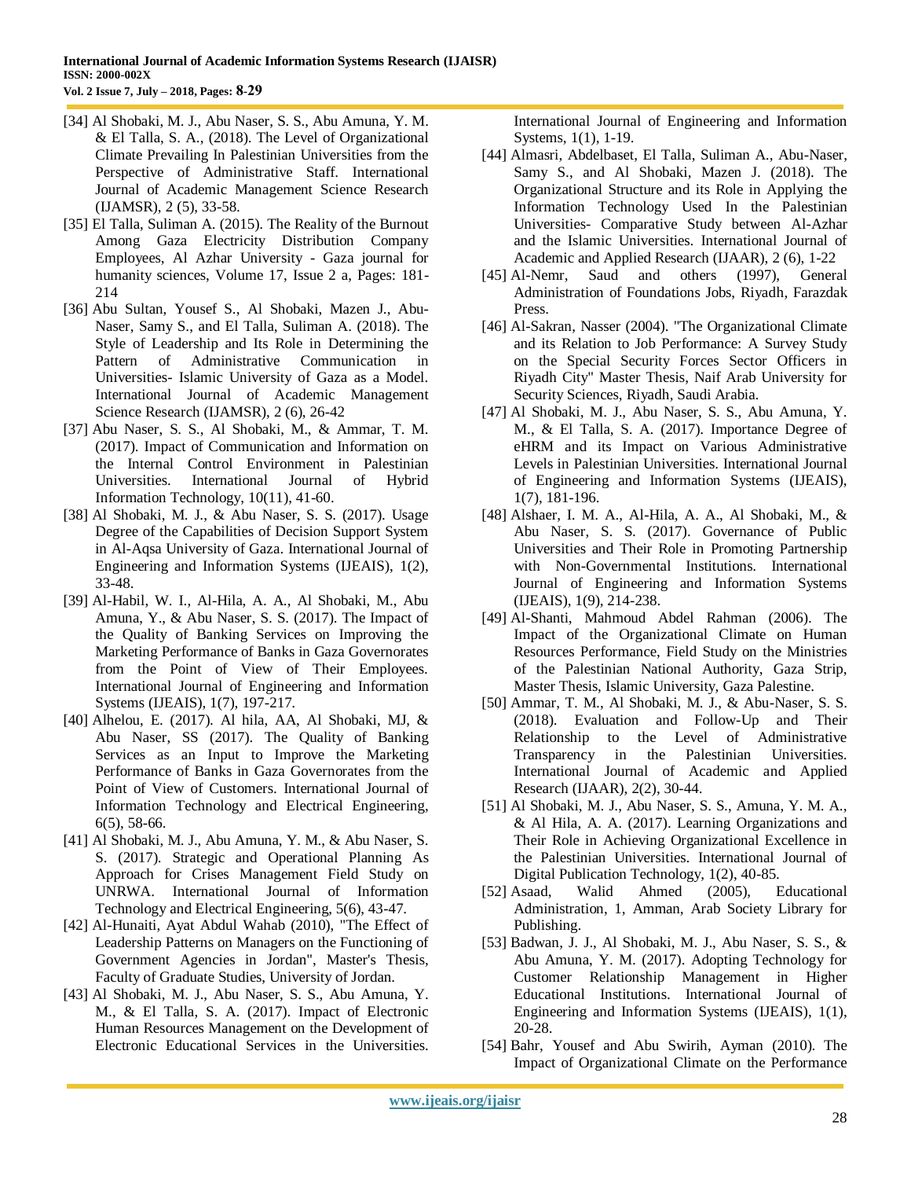[34] Al Shobaki, M. J., Abu Naser, S. S., Abu Amuna, Y. M. & El Talla, S. A., (2018). The Level of Organizational Climate Prevailing In Palestinian Universities from the Perspective of Administrative Staff. International Journal of Academic Management Science Research (IJAMSR), 2 (5), 33-58.

[35] El Talla, Suliman A. (2015). The Reality of the Burnout Among Gaza Electricity Distribution Company Employees, Al Azhar University - Gaza journal for humanity sciences, Volume 17, Issue 2 a, Pages: 181-214

[36] Abu Sultan, Yousef S., Al Shobaki, Mazen J., Abu-Naser, Samy S., and El Talla, Suliman A. (2018). The Style of Leadership and Its Role in Determining the Pattern of Administrative Communication in Universities- Islamic University of Gaza as a Model. International Journal of Academic Management Science Research (IJAMSR), 2 (6), 26-42

[37] Abu Naser, S. S., Al Shobaki, M., & Ammar, T. M. (2017). Impact of Communication and Information on the Internal Control Environment in Palestinian Universities. International Journal of Hybrid Information Technology, 10(11), 41-60.

[38] Al Shobaki, M. J., & Abu Naser, S. S. (2017). Usage Degree of the Capabilities of Decision Support System in Al-Aqsa University of Gaza. International Journal of Engineering and Information Systems (IJEAIS), 1(2), 33-48.

[39] Al-Habil, W. I., Al-Hila, A. A., Al Shobaki, M., Abu Amuna, Y., & Abu Naser, S. S. (2017). The Impact of the Quality of Banking Services on Improving the Marketing Performance of Banks in Gaza Governorates from the Point of View of Their Employees. International Journal of Engineering and Information Systems (IJEAIS), 1(7), 197-217.

[40] Alhelou, E. (2017). Al hila, AA, Al Shobaki, MJ, & Abu Naser, SS (2017). The Quality of Banking Services as an Input to Improve the Marketing Performance of Banks in Gaza Governorates from the Point of View of Customers. International Journal of Information Technology and Electrical Engineering, 6(5), 58-66.

[41] Al Shobaki, M. J., Abu Amuna, Y. M., & Abu Naser, S. S. (2017). Strategic and Operational Planning As Approach for Crises Management Field Study on UNRWA. International Journal of Information Technology and Electrical Engineering, 5(6), 43-47.

[42] Al-Hunaiti, Ayat Abdul Wahab (2010), "The Effect of Leadership Patterns on Managers on the Functioning of Government Agencies in Jordan", Master's Thesis, Faculty of Graduate Studies, University of Jordan.

[43] Al Shobaki, M. J., Abu Naser, S. S., Abu Amuna, Y. M., & El Talla, S. A. (2017). Impact of Electronic Human Resources Management on the Development of Electronic Educational Services in the Universities. International Journal of Engineering and Information Systems, 1(1), 1-19.

[44] Almasri, Abdelbaset, El Talla, Suliman A., Abu-Naser, Samy S., and Al Shobaki, Mazen J. (2018). The Organizational Structure and its Role in Applying the Information Technology Used In the Palestinian Universities- Comparative Study between Al-Azhar and the Islamic Universities. International Journal of Academic and Applied Research (IJAAR), 2 (6), 1-22

[45] Al-Nemr, Saud and others (1997), General Administration of Foundations Jobs, Riyadh, Farazdak Press.

[46] Al-Sakran, Nasser (2004). "The Organizational Climate and its Relation to Job Performance: A Survey Study on the Special Security Forces Sector Officers in Riyadh City" Master Thesis, Naif Arab University for Security Sciences, Riyadh, Saudi Arabia.

[47] Al Shobaki, M. J., Abu Naser, S. S., Abu Amuna, Y. M., & El Talla, S. A. (2017). Importance Degree of eHRM and its Impact on Various Administrative Levels in Palestinian Universities. International Journal of Engineering and Information Systems (IJEAIS), 1(7), 181-196.

[48] Alshaer, I. M. A., Al-Hila, A. A., Al Shobaki, M., & Abu Naser, S. S. (2017). Governance of Public Universities and Their Role in Promoting Partnership with Non-Governmental Institutions. International Journal of Engineering and Information Systems (IJEAIS), 1(9), 214-238.

[49] Al-Shanti, Mahmoud Abdel Rahman (2006). The Impact of the Organizational Climate on Human Resources Performance, Field Study on the Ministries of the Palestinian National Authority, Gaza Strip, Master Thesis, Islamic University, Gaza Palestine.

[50] Ammar, T. M., Al Shobaki, M. J., & Abu-Naser, S. S. (2018). Evaluation and Follow-Up and Their Relationship to the Level of Administrative Transparency in the Palestinian Universities. International Journal of Academic and Applied Research (IJAAR), 2(2), 30-44.

[51] Al Shobaki, M. J., Abu Naser, S. S., Amuna, Y. M. A., & Al Hila, A. A. (2017). Learning Organizations and Their Role in Achieving Organizational Excellence in the Palestinian Universities. International Journal of Digital Publication Technology, 1(2), 40-85.

[52] Asaad, Walid Ahmed (2005), Educational Administration, 1, Amman, Arab Society Library for Publishing.

[53] Badwan, J. J., Al Shobaki, M. J., Abu Naser, S. S., & Abu Amuna, Y. M. (2017). Adopting Technology for Customer Relationship Management in Higher Educational Institutions. International Journal of Engineering and Information Systems (IJEAIS), 1(1), 20-28.

[54] Bahr, Yousef and Abu Swirih, Ayman (2010). The Impact of Organizational Climate on the Performance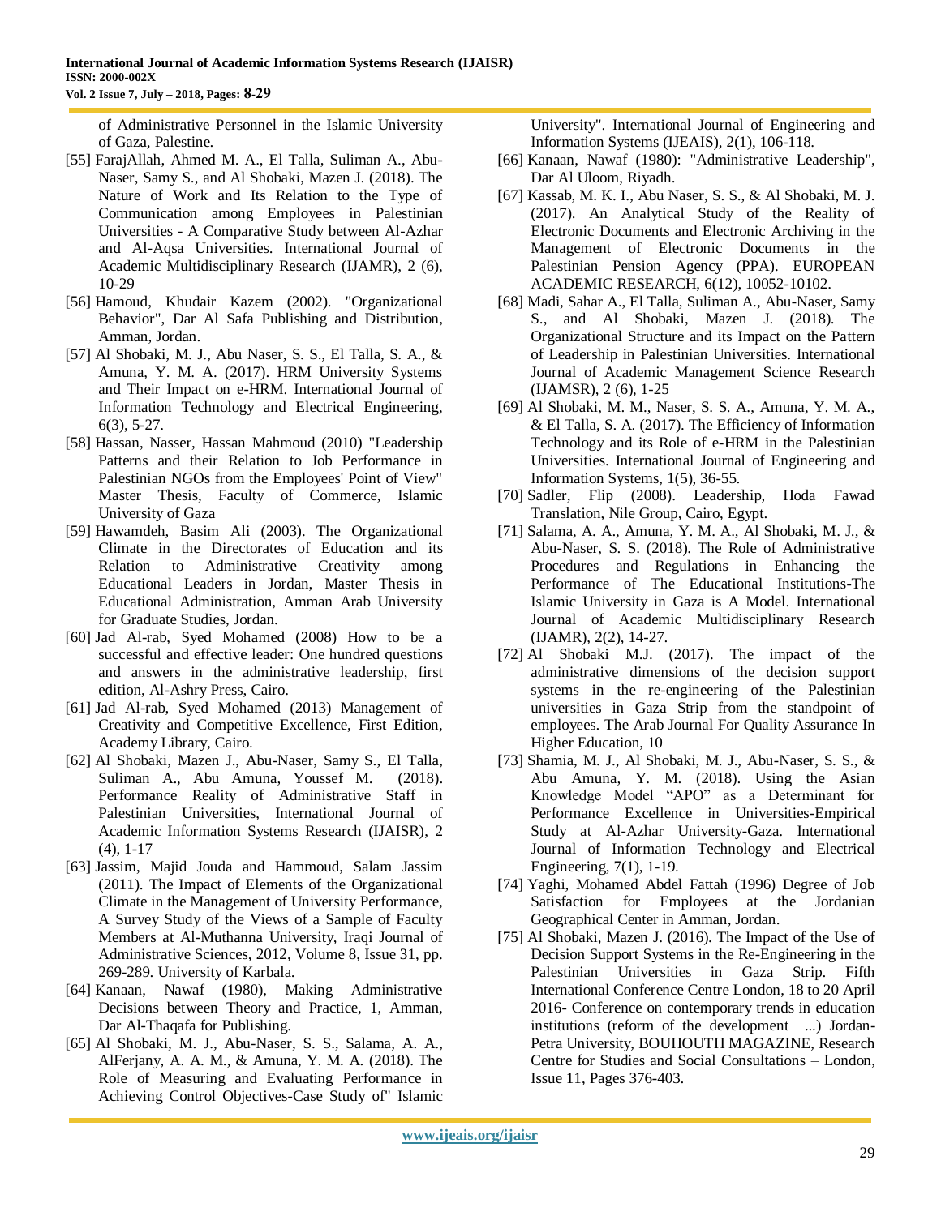of Administrative Personnel in the Islamic University of Gaza, Palestine.

[55] FarajAllah, Ahmed M. A., El Talla, Suliman A., Abu-Naser, Samy S., and Al Shobaki, Mazen J. (2018). The Nature of Work and Its Relation to the Type of Communication among Employees in Palestinian Universities - A Comparative Study between Al-Azhar and Al-Aqsa Universities. International Journal of Academic Multidisciplinary Research (IJAMR), 2 (6), 10-29

[56] Hamoud, Khudair Kazem (2002). "Organizational Behavior", Dar Al Safa Publishing and Distribution, Amman, Jordan.

[57] Al Shobaki, M. J., Abu Naser, S. S., El Talla, S. A., & Amuna, Y. M. A. (2017). HRM University Systems and Their Impact on e-HRM. International Journal of Information Technology and Electrical Engineering, 6(3), 5-27.

[58] Hassan, Nasser, Hassan Mahmoud (2010) "Leadership Patterns and their Relation to Job Performance in Palestinian NGOs from the Employees' Point of View" Master Thesis, Faculty of Commerce, Islamic University of Gaza

[59] Hawamdeh, Basim Ali (2003). The Organizational Climate in the Directorates of Education and its Relation to Administrative Creativity among Educational Leaders in Jordan, Master Thesis in Educational Administration, Amman Arab University for Graduate Studies, Jordan.

[60] Jad Al-rab, Syed Mohamed (2008) How to be a successful and effective leader: One hundred questions and answers in the administrative leadership, first edition, Al-Ashry Press, Cairo.

[61] Jad Al-rab, Syed Mohamed (2013) Management of Creativity and Competitive Excellence, First Edition, Academy Library, Cairo.

[62] Al Shobaki, Mazen J., Abu-Naser, Samy S., El Talla, Suliman A., Abu Amuna, Youssef M. (2018). Performance Reality of Administrative Staff in Palestinian Universities, International Journal of Academic Information Systems Research (IJAISR), 2 (4), 1-17

[63] Jassim, Majid Jouda and Hammoud, Salam Jassim (2011). The Impact of Elements of the Organizational Climate in the Management of University Performance, A Survey Study of the Views of a Sample of Faculty Members at Al-Muthanna University, Iraqi Journal of Administrative Sciences, 2012, Volume 8, Issue 31, pp. 269-289. University of Karbala.

[64] Kanaan, Nawaf (1980), Making Administrative Decisions between Theory and Practice, 1, Amman, Dar Al-Thaqafa for Publishing.

[65] Al Shobaki, M. J., Abu-Naser, S. S., Salama, A. A., AlFerjany, A. A. M., & Amuna, Y. M. A. (2018). The Role of Measuring and Evaluating Performance in Achieving Control Objectives-Case Study of" Islamic University". International Journal of Engineering and Information Systems (IJEAIS), 2(1), 106-118.

[66] Kanaan, Nawaf (1980): "Administrative Leadership", Dar Al Uloom, Riyadh.

[67] Kassab, M. K. I., Abu Naser, S. S., & Al Shobaki, M. J. (2017). An Analytical Study of the Reality of Electronic Documents and Electronic Archiving in the Management of Electronic Documents in the Palestinian Pension Agency (PPA). EUROPEAN ACADEMIC RESEARCH, 6(12), 10052-10102.

[68] Madi, Sahar A., El Talla, Suliman A., Abu-Naser, Samy S., and Al Shobaki, Mazen J. (2018). The Organizational Structure and its Impact on the Pattern of Leadership in Palestinian Universities. International Journal of Academic Management Science Research (IJAMSR), 2 (6), 1-25

[69] Al Shobaki, M. M., Naser, S. S. A., Amuna, Y. M. A., & El Talla, S. A. (2017). The Efficiency of Information Technology and its Role of e-HRM in the Palestinian Universities. International Journal of Engineering and Information Systems, 1(5), 36-55.

[70] Sadler, Flip (2008). Leadership, Hoda Fawad Translation, Nile Group, Cairo, Egypt.

[71] Salama, A. A., Amuna, Y. M. A., Al Shobaki, M. J., & Abu-Naser, S. S. (2018). The Role of Administrative Procedures and Regulations in Enhancing the Performance of The Educational Institutions-The Islamic University in Gaza is A Model. International Journal of Academic Multidisciplinary Research (IJAMR), 2(2), 14-27.

[72] Al Shobaki M.J. (2017). The impact of the administrative dimensions of the decision support systems in the re-engineering of the Palestinian universities in Gaza Strip from the standpoint of employees. The Arab Journal For Quality Assurance In Higher Education, 10

[73] Shamia, M. J., Al Shobaki, M. J., Abu-Naser, S. S., & Abu Amuna, Y. M. (2018). Using the Asian Knowledge Model “APO” as a Determinant for Performance Excellence in Universities-Empirical Study at Al-Azhar University-Gaza. International Journal of Information Technology and Electrical Engineering, 7(1), 1-19.

[74] Yaghi, Mohamed Abdel Fattah (1996) Degree of Job Satisfaction for Employees at the Jordanian Geographical Center in Amman, Jordan.

[75] Al Shobaki, Mazen J. (2016). The Impact of the Use of Decision Support Systems in the Re-Engineering in the Palestinian Universities in Gaza Strip. Fifth International Conference Centre London, 18 to 20 April 2016- Conference on contemporary trends in education institutions (reform of the development ...) Jordan-Petra University, BOUHOUTH MAGAZINE, Research Centre for Studies and Social Consultations – London, Issue 11, Pages 376-403.